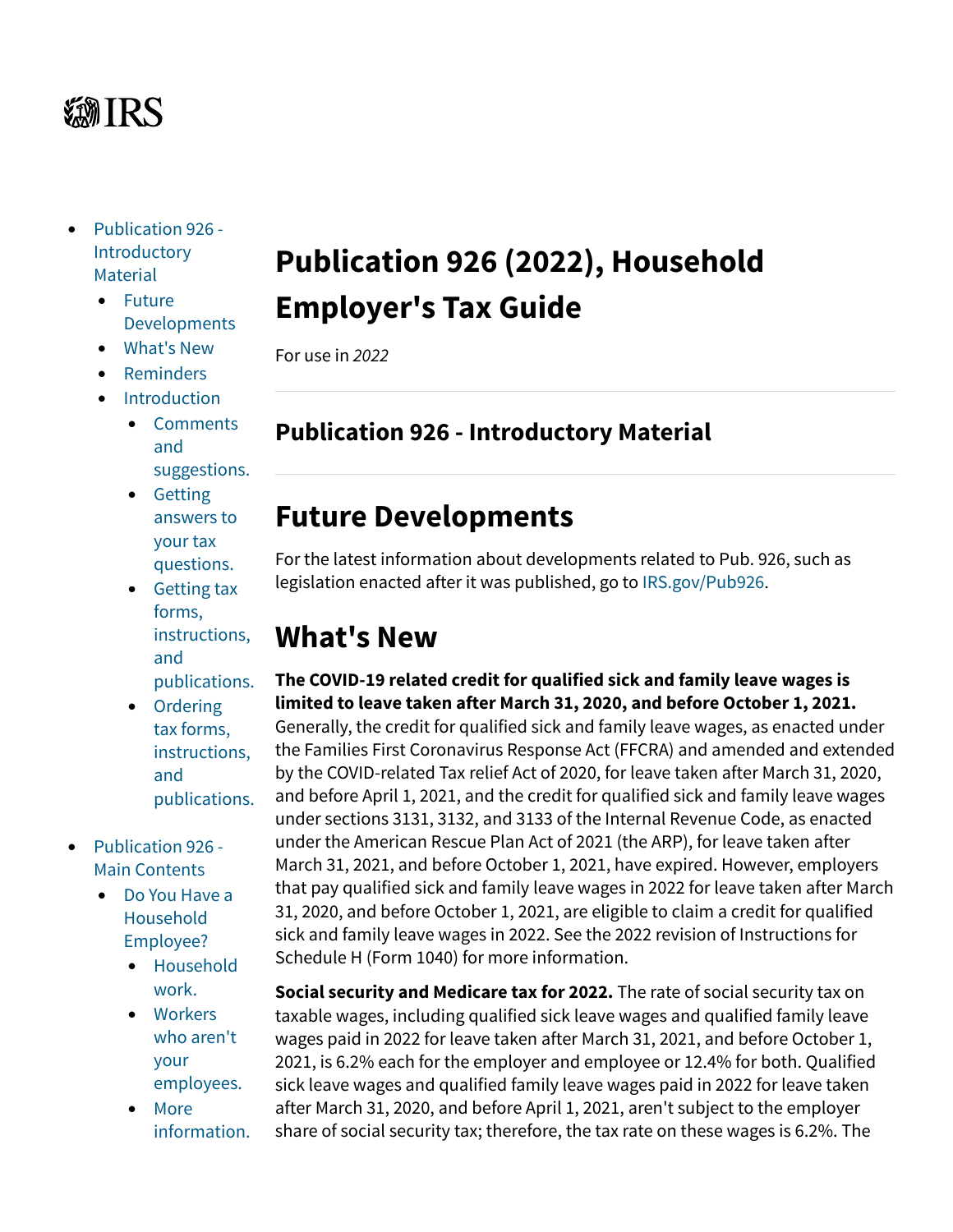IRS

- Publication 926 - Introductory Material
  - Future Developments
  - What's New
  - Reminders
  - Introduction
    - Comments and suggestions.
    - Getting answers to your tax questions.
    - Getting tax forms, instructions, and publications.
    - Ordering tax forms, instructions, and publications.
- Publication 926 - Main Contents
  - Do You Have a Household Employee?
    - Household work.
    - Workers who aren't your employees.
    - More information.

# Publication 926 (2022), Household Employer's Tax Guide

For use in *2022*

## Publication 926 - Introductory Material

## Future Developments

For the latest information about developments related to Pub. 926, such as legislation enacted after it was published, go to IRS.gov/Pub926.

## What's New

**The COVID-19 related credit for qualified sick and family leave wages is limited to leave taken after March 31, 2020, and before October 1, 2021.** Generally, the credit for qualified sick and family leave wages, as enacted under the Families First Coronavirus Response Act (FFCRA) and amended and extended by the COVID-related Tax relief Act of 2020, for leave taken after March 31, 2020, and before April 1, 2021, and the credit for qualified sick and family leave wages under sections 3131, 3132, and 3133 of the Internal Revenue Code, as enacted under the American Rescue Plan Act of 2021 (the ARP), for leave taken after March 31, 2021, and before October 1, 2021, have expired. However, employers that pay qualified sick and family leave wages in 2022 for leave taken after March 31, 2020, and before October 1, 2021, are eligible to claim a credit for qualified sick and family leave wages in 2022. See the 2022 revision of Instructions for Schedule H (Form 1040) for more information.

**Social security and Medicare tax for 2022.** The rate of social security tax on taxable wages, including qualified sick leave wages and qualified family leave wages paid in 2022 for leave taken after March 31, 2021, and before October 1, 2021, is 6.2% each for the employer and employee or 12.4% for both. Qualified sick leave wages and qualified family leave wages paid in 2022 for leave taken after March 31, 2020, and before April 1, 2021, aren't subject to the employer share of social security tax; therefore, the tax rate on these wages is 6.2%. The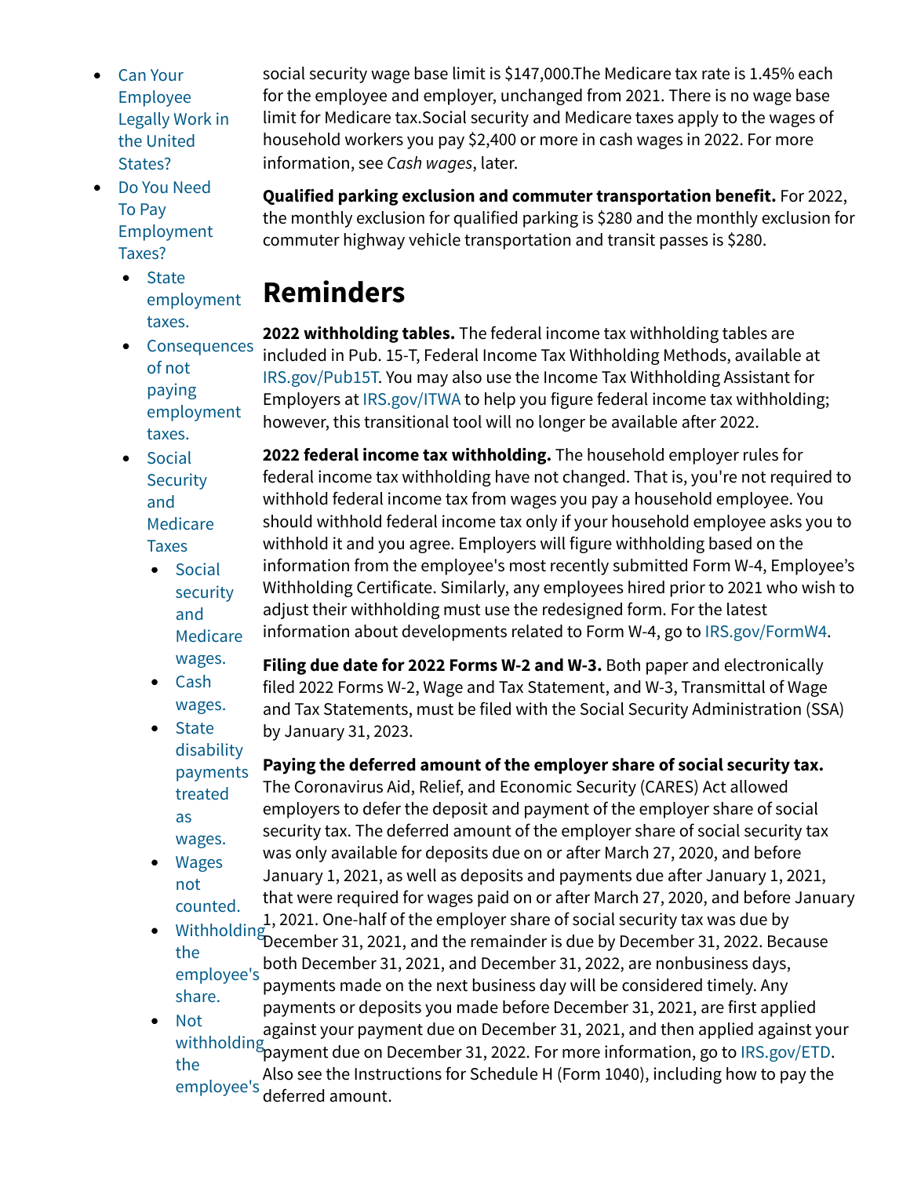- Can Your Employee Legally Work in the United States?
- Do You Need To Pay Employment Taxes?
  - State employment taxes.
  - Consequences of not paying employment taxes.
  - Social Security and Medicare Taxes
    - Social security and Medicare wages.
    - Cash wages.
    - State disability payments treated as wages.
    - Wages not counted.
    - Withholding the employee's share.
    - Not withholding the employee's

social security wage base limit is $147,000.The Medicare tax rate is 1.45% each for the employee and employer, unchanged from 2021. There is no wage base limit for Medicare tax.Social security and Medicare taxes apply to the wages of household workers you pay $2,400 or more in cash wages in 2022. For more information, see *Cash wages*, later.

**Qualified parking exclusion and commuter transportation benefit.** For 2022, the monthly exclusion for qualified parking is $280 and the monthly exclusion for commuter highway vehicle transportation and transit passes is $280.

# Reminders

**2022 withholding tables.** The federal income tax withholding tables are included in Pub. 15-T, Federal Income Tax Withholding Methods, available at IRS.gov/Pub15T. You may also use the Income Tax Withholding Assistant for Employers at IRS.gov/ITWA to help you figure federal income tax withholding; however, this transitional tool will no longer be available after 2022.

**2022 federal income tax withholding.** The household employer rules for federal income tax withholding have not changed. That is, you're not required to withhold federal income tax from wages you pay a household employee. You should withhold federal income tax only if your household employee asks you to withhold it and you agree. Employers will figure withholding based on the information from the employee's most recently submitted Form W-4, Employee’s Withholding Certificate. Similarly, any employees hired prior to 2021 who wish to adjust their withholding must use the redesigned form. For the latest information about developments related to Form W-4, go to IRS.gov/FormW4.

**Filing due date for 2022 Forms W-2 and W-3.** Both paper and electronically filed 2022 Forms W-2, Wage and Tax Statement, and W-3, Transmittal of Wage and Tax Statements, must be filed with the Social Security Administration (SSA) by January 31, 2023.

**Paying the deferred amount of the employer share of social security tax.** The Coronavirus Aid, Relief, and Economic Security (CARES) Act allowed employers to defer the deposit and payment of the employer share of social security tax. The deferred amount of the employer share of social security tax was only available for deposits due on or after March 27, 2020, and before January 1, 2021, as well as deposits and payments due after January 1, 2021, that were required for wages paid on or after March 27, 2020, and before January 1, 2021. One-half of the employer share of social security tax was due by December 31, 2021, and the remainder is due by December 31, 2022. Because both December 31, 2021, and December 31, 2022, are nonbusiness days, payments made on the next business day will be considered timely. Any payments or deposits you made before December 31, 2021, are first applied against your payment due on December 31, 2021, and then applied against your payment due on December 31, 2022. For more information, go to IRS.gov/ETD. Also see the Instructions for Schedule H (Form 1040), including how to pay the deferred amount.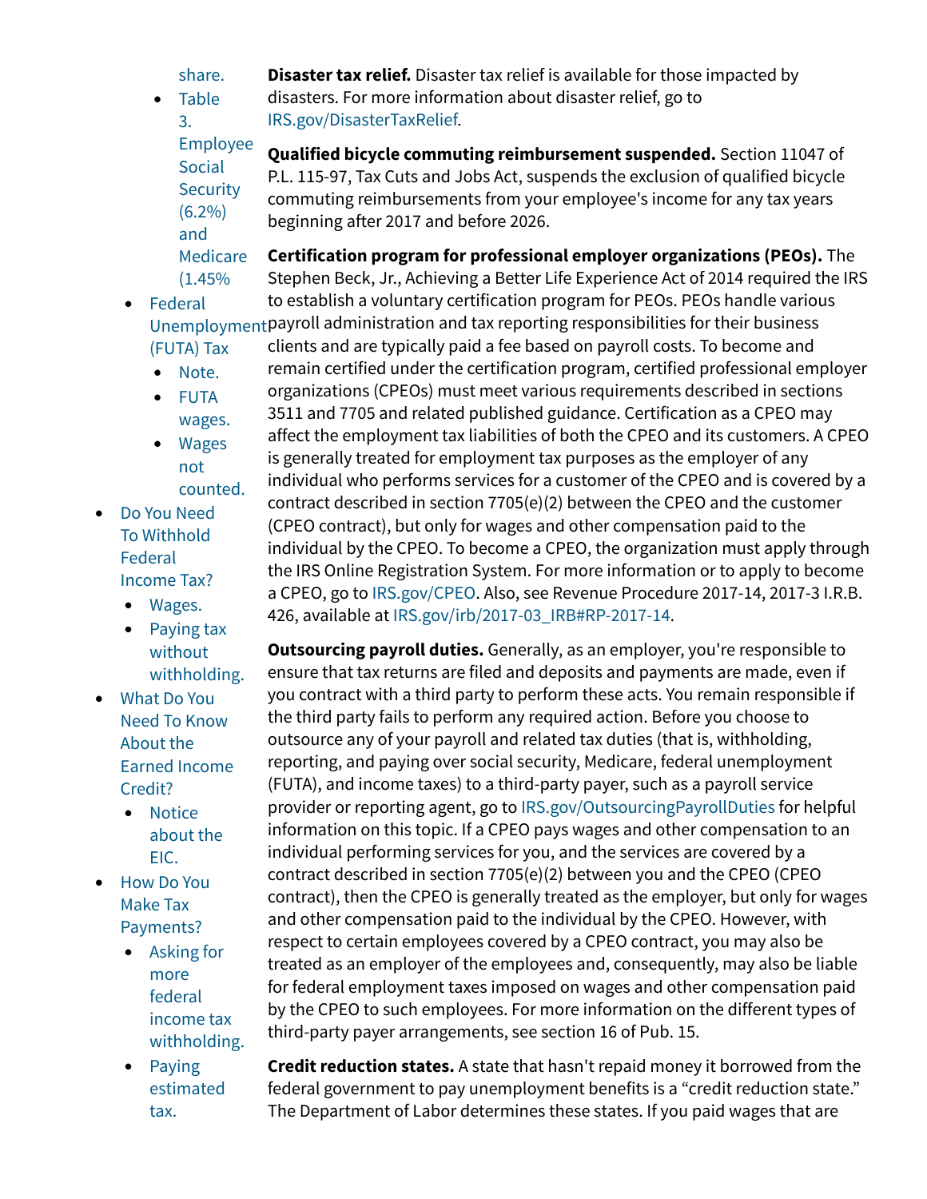- share.
- Table 3. Employee Social Security (6.2%) and Medicare (1.45%
- Federal Unemployment (FUTA) Tax
  - Note.
  - FUTA wages.
  - Wages not counted.
- Do You Need To Withhold Federal Income Tax?
  - Wages.
  - Paying tax without withholding.
- What Do You Need To Know About the Earned Income Credit?
  - Notice about the EIC.
- How Do You Make Tax Payments?
  - Asking for more federal income tax withholding.
  - Paying estimated tax.

**Disaster tax relief.** Disaster tax relief is available for those impacted by disasters. For more information about disaster relief, go to IRS.gov/DisasterTaxRelief.

**Qualified bicycle commuting reimbursement suspended.** Section 11047 of P.L. 115-97, Tax Cuts and Jobs Act, suspends the exclusion of qualified bicycle commuting reimbursements from your employee's income for any tax years beginning after 2017 and before 2026.

**Certification program for professional employer organizations (PEOs).** The Stephen Beck, Jr., Achieving a Better Life Experience Act of 2014 required the IRS to establish a voluntary certification program for PEOs. PEOs handle various payroll administration and tax reporting responsibilities for their business clients and are typically paid a fee based on payroll costs. To become and remain certified under the certification program, certified professional employer organizations (CPEOs) must meet various requirements described in sections 3511 and 7705 and related published guidance. Certification as a CPEO may affect the employment tax liabilities of both the CPEO and its customers. A CPEO is generally treated for employment tax purposes as the employer of any individual who performs services for a customer of the CPEO and is covered by a contract described in section 7705(e)(2) between the CPEO and the customer (CPEO contract), but only for wages and other compensation paid to the individual by the CPEO. To become a CPEO, the organization must apply through the IRS Online Registration System. For more information or to apply to become a CPEO, go to IRS.gov/CPEO. Also, see Revenue Procedure 2017-14, 2017-3 I.R.B. 426, available at IRS.gov/irb/2017-03_IRB#RP-2017-14.

**Outsourcing payroll duties.** Generally, as an employer, you're responsible to ensure that tax returns are filed and deposits and payments are made, even if you contract with a third party to perform these acts. You remain responsible if the third party fails to perform any required action. Before you choose to outsource any of your payroll and related tax duties (that is, withholding, reporting, and paying over social security, Medicare, federal unemployment (FUTA), and income taxes) to a third-party payer, such as a payroll service provider or reporting agent, go to IRS.gov/OutsourcingPayrollDuties for helpful information on this topic. If a CPEO pays wages and other compensation to an individual performing services for you, and the services are covered by a contract described in section 7705(e)(2) between you and the CPEO (CPEO contract), then the CPEO is generally treated as the employer, but only for wages and other compensation paid to the individual by the CPEO. However, with respect to certain employees covered by a CPEO contract, you may also be treated as an employer of the employees and, consequently, may also be liable for federal employment taxes imposed on wages and other compensation paid by the CPEO to such employees. For more information on the different types of third-party payer arrangements, see section 16 of Pub. 15.

**Credit reduction states.** A state that hasn't repaid money it borrowed from the federal government to pay unemployment benefits is a "credit reduction state." The Department of Labor determines these states. If you paid wages that are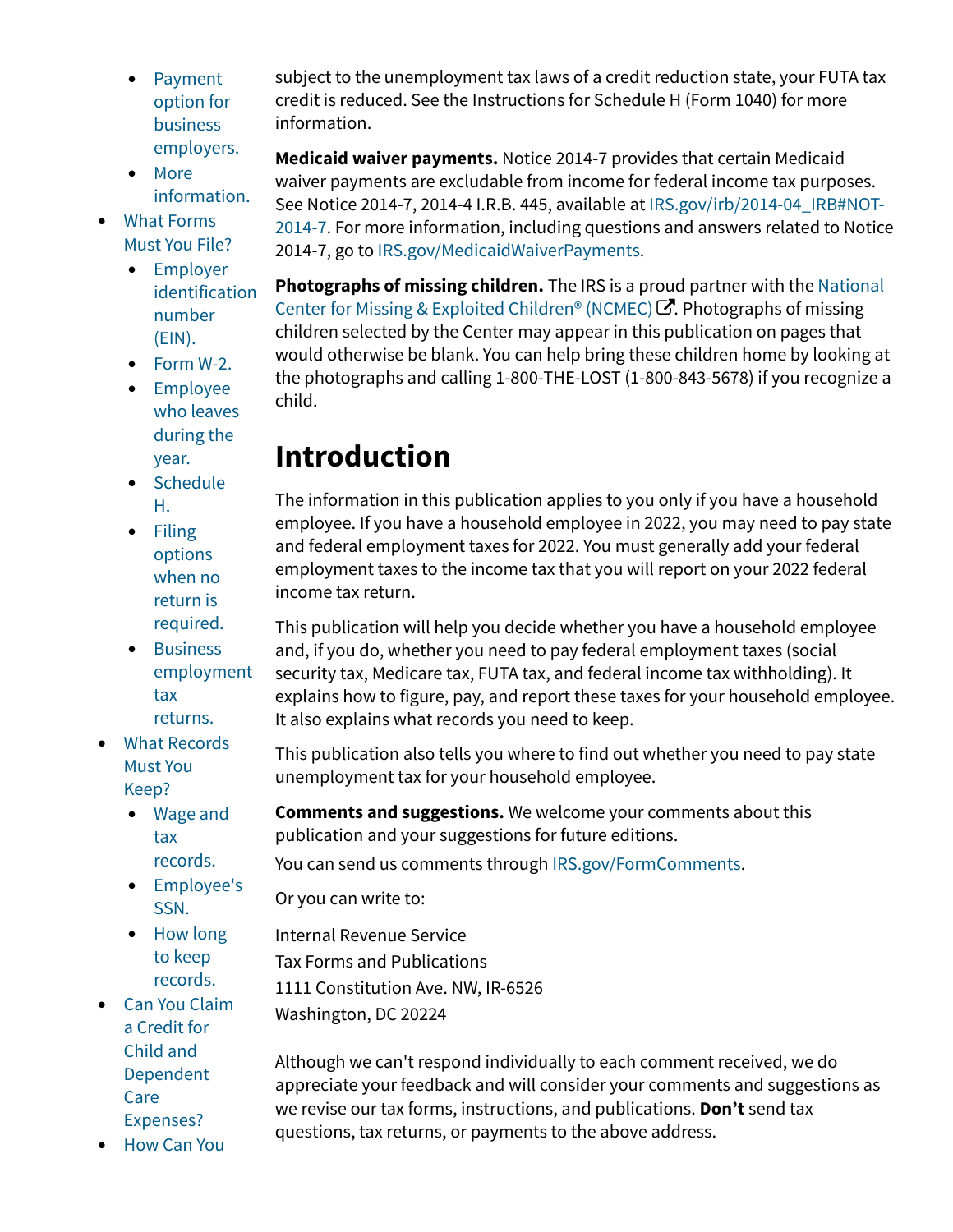- Payment option for business employers.
- More information.
- What Forms Must You File?
  - Employer identification number (EIN).
  - Form W-2.
  - Employee who leaves during the year.
  - Schedule H.
  - Filing options when no return is required.
  - Business employment tax returns.
- What Records Must You Keep?
  - Wage and tax records.
  - Employee's SSN.
  - How long to keep records.
- Can You Claim a Credit for Child and Dependent Care Expenses?
- How Can You

subject to the unemployment tax laws of a credit reduction state, your FUTA tax credit is reduced. See the Instructions for Schedule H (Form 1040) for more information.

**Medicaid waiver payments.** Notice 2014-7 provides that certain Medicaid waiver payments are excludable from income for federal income tax purposes. See Notice 2014-7, 2014-4 I.R.B. 445, available at IRS.gov/irb/2014-04_IRB#NOT-2014-7. For more information, including questions and answers related to Notice 2014-7, go to IRS.gov/MedicaidWaiverPayments.

**Photographs of missing children.** The IRS is a proud partner with the National Center for Missing & Exploited Children® (NCMEC). Photographs of missing children selected by the Center may appear in this publication on pages that would otherwise be blank. You can help bring these children home by looking at the photographs and calling 1-800-THE-LOST (1-800-843-5678) if you recognize a child.

# Introduction

The information in this publication applies to you only if you have a household employee. If you have a household employee in 2022, you may need to pay state and federal employment taxes for 2022. You must generally add your federal employment taxes to the income tax that you will report on your 2022 federal income tax return.

This publication will help you decide whether you have a household employee and, if you do, whether you need to pay federal employment taxes (social security tax, Medicare tax, FUTA tax, and federal income tax withholding). It explains how to figure, pay, and report these taxes for your household employee. It also explains what records you need to keep.

This publication also tells you where to find out whether you need to pay state unemployment tax for your household employee.

**Comments and suggestions.** We welcome your comments about this publication and your suggestions for future editions.

You can send us comments through IRS.gov/FormComments.

Or you can write to:

Internal Revenue Service
Tax Forms and Publications
1111 Constitution Ave. NW, IR-6526
Washington, DC 20224

Although we can't respond individually to each comment received, we do appreciate your feedback and will consider your comments and suggestions as we revise our tax forms, instructions, and publications. **Don't** send tax questions, tax returns, or payments to the above address.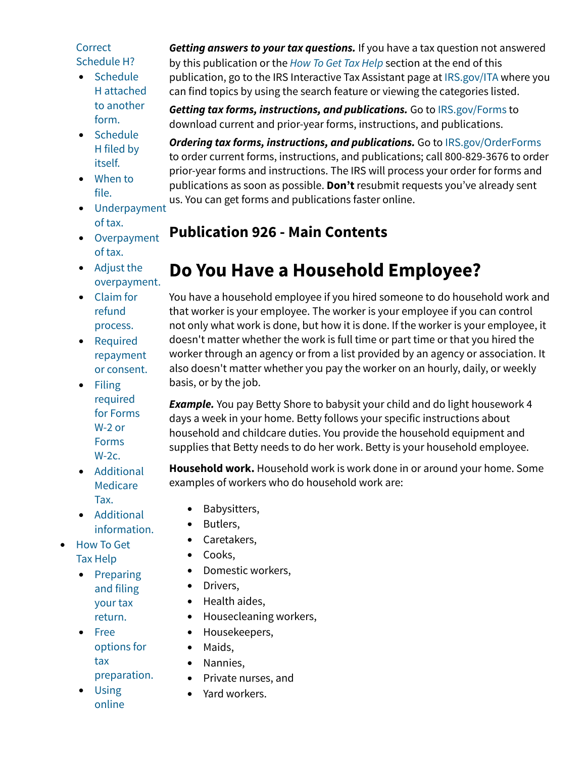Correct Schedule H?

- Schedule H attached to another form.
- Schedule H filed by itself.
- When to file.
- Underpayment of tax.
- Overpayment of tax.
- Adjust the overpayment.
- Claim for refund process.
- Required repayment or consent.
- Filing required for Forms W-2 or Forms W-2c.
- Additional Medicare Tax.
- Additional information.

- How To Get Tax Help
  - Preparing and filing your tax return.
  - Free options for tax preparation.
  - Using online

***Getting answers to your tax questions.*** If you have a tax question not answered by this publication or the *How To Get Tax Help* section at the end of this publication, go to the IRS Interactive Tax Assistant page at IRS.gov/ITA where you can find topics by using the search feature or viewing the categories listed.

***Getting tax forms, instructions, and publications.*** Go to IRS.gov/Forms to download current and prior-year forms, instructions, and publications.

***Ordering tax forms, instructions, and publications.*** Go to IRS.gov/OrderForms to order current forms, instructions, and publications; call 800-829-3676 to order prior-year forms and instructions. The IRS will process your order for forms and publications as soon as possible. **Don't** resubmit requests you've already sent us. You can get forms and publications faster online.

## Publication 926 - Main Contents

# Do You Have a Household Employee?

You have a household employee if you hired someone to do household work and that worker is your employee. The worker is your employee if you can control not only what work is done, but how it is done. If the worker is your employee, it doesn't matter whether the work is full time or part time or that you hired the worker through an agency or from a list provided by an agency or association. It also doesn't matter whether you pay the worker on an hourly, daily, or weekly basis, or by the job.

***Example.*** You pay Betty Shore to babysit your child and do light housework 4 days a week in your home. Betty follows your specific instructions about household and childcare duties. You provide the household equipment and supplies that Betty needs to do her work. Betty is your household employee.

**Household work.** Household work is work done in or around your home. Some examples of workers who do household work are:

- Babysitters,
- Butlers,
- Caretakers,
- Cooks,
- Domestic workers,
- Drivers,
- Health aides,
- Housecleaning workers,
- Housekeepers,
- Maids,
- Nannies,
- Private nurses, and
- Yard workers.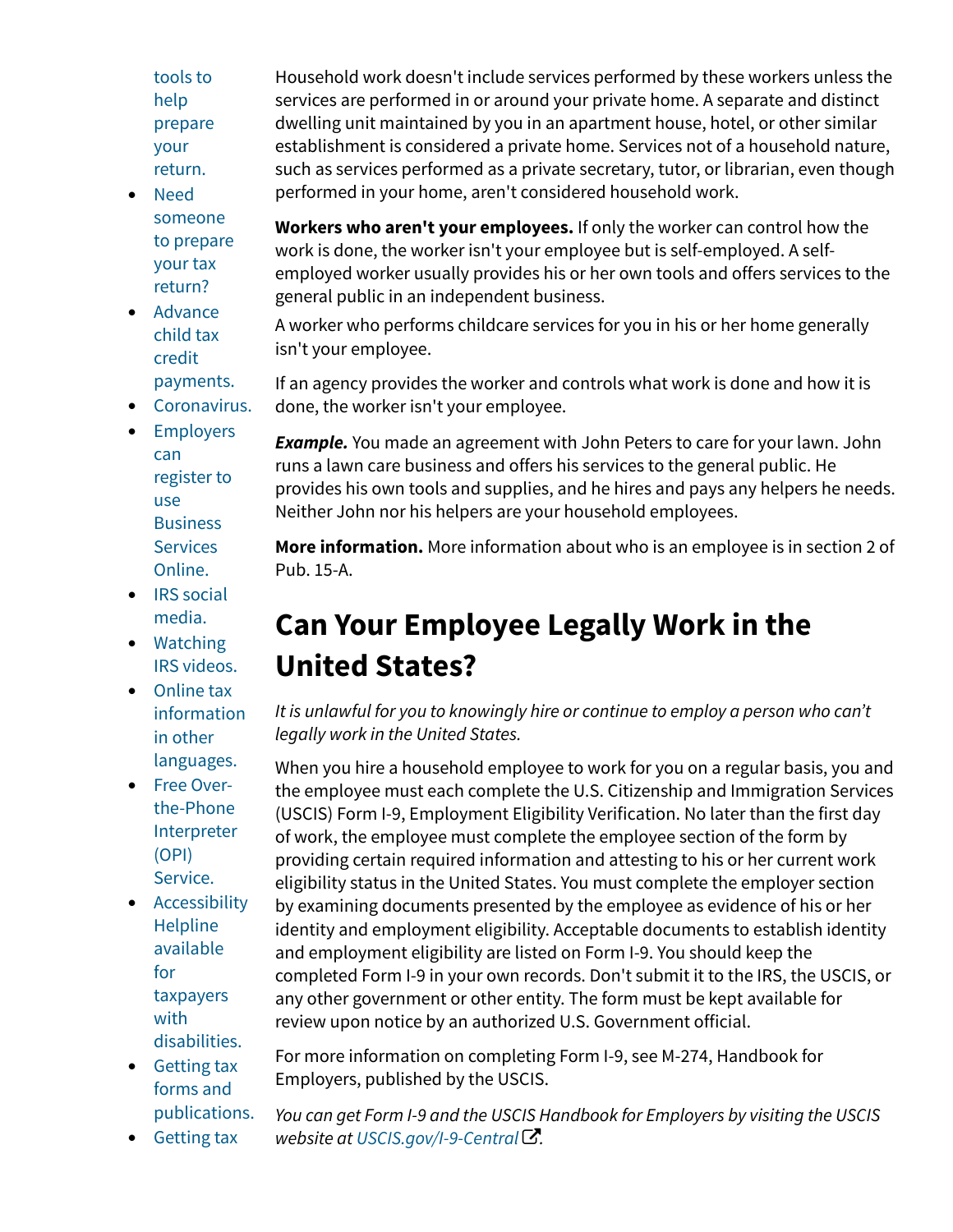- tools to help prepare your return.
- Need someone to prepare your tax return?
- Advance child tax credit payments.
- Coronavirus.
- Employers can register to use Business Services Online.
- IRS social media.
- Watching IRS videos.
- Online tax information in other languages.
- Free Over-the-Phone Interpreter (OPI) Service.
- Accessibility Helpline available for taxpayers with disabilities.
- Getting tax forms and publications.
- Getting tax

Household work doesn't include services performed by these workers unless the services are performed in or around your private home. A separate and distinct dwelling unit maintained by you in an apartment house, hotel, or other similar establishment is considered a private home. Services not of a household nature, such as services performed as a private secretary, tutor, or librarian, even though performed in your home, aren't considered household work.

**Workers who aren't your employees.** If only the worker can control how the work is done, the worker isn't your employee but is self-employed. A self-employed worker usually provides his or her own tools and offers services to the general public in an independent business.

A worker who performs childcare services for you in his or her home generally isn't your employee.

If an agency provides the worker and controls what work is done and how it is done, the worker isn't your employee.

***Example.*** You made an agreement with John Peters to care for your lawn. John runs a lawn care business and offers his services to the general public. He provides his own tools and supplies, and he hires and pays any helpers he needs. Neither John nor his helpers are your household employees.

**More information.** More information about who is an employee is in section 2 of Pub. 15-A.

## Can Your Employee Legally Work in the United States?

*It is unlawful for you to knowingly hire or continue to employ a person who can't legally work in the United States.*

When you hire a household employee to work for you on a regular basis, you and the employee must each complete the U.S. Citizenship and Immigration Services (USCIS) Form I-9, Employment Eligibility Verification. No later than the first day of work, the employee must complete the employee section of the form by providing certain required information and attesting to his or her current work eligibility status in the United States. You must complete the employer section by examining documents presented by the employee as evidence of his or her identity and employment eligibility. Acceptable documents to establish identity and employment eligibility are listed on Form I-9. You should keep the completed Form I-9 in your own records. Don't submit it to the IRS, the USCIS, or any other government or other entity. The form must be kept available for review upon notice by an authorized U.S. Government official.

For more information on completing Form I-9, see M-274, Handbook for Employers, published by the USCIS.

*You can get Form I-9 and the USCIS Handbook for Employers by visiting the USCIS website at USCIS.gov/I-9-Central.*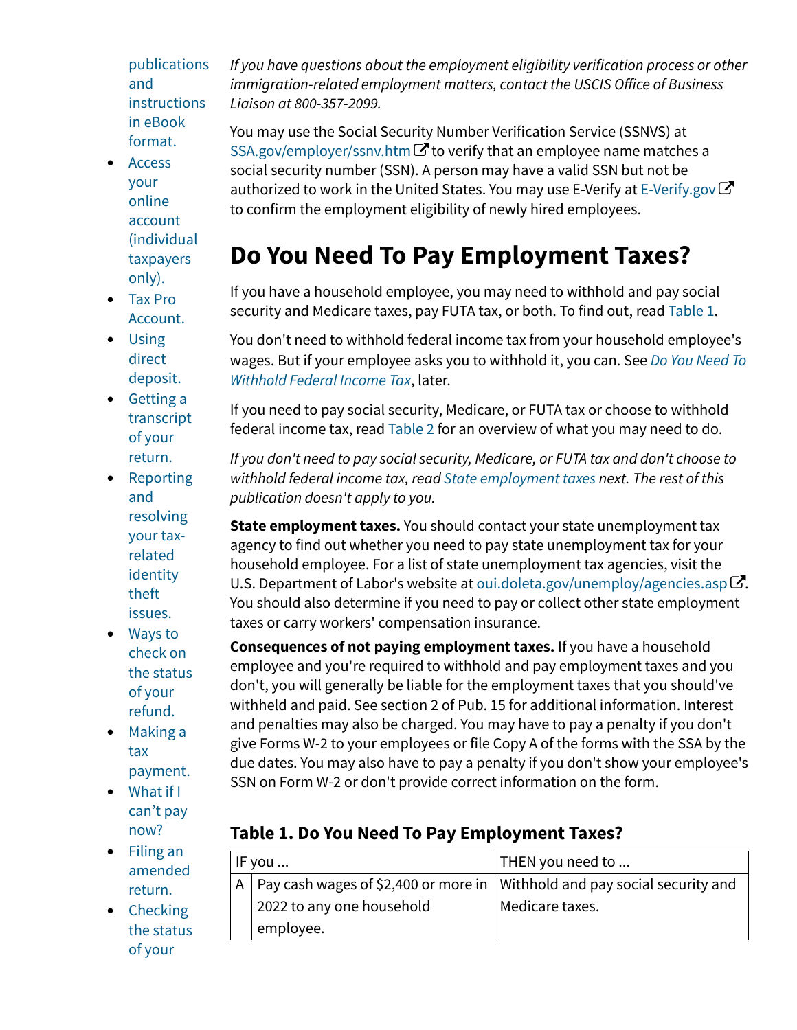- publications and instructions in eBook format.
- Access your online account (individual taxpayers only).
- Tax Pro Account.
- Using direct deposit.
- Getting a transcript of your return.
- Reporting and resolving your tax-related identity theft issues.
- Ways to check on the status of your refund.
- Making a tax payment.
- What if I can’t pay now?
- Filing an amended return.
- Checking the status of your

*If you have questions about the employment eligibility verification process or other immigration-related employment matters, contact the USCIS Office of Business Liaison at 800-357-2099.*

You may use the Social Security Number Verification Service (SSNVS) at SSA.gov/employer/ssnv.htm to verify that an employee name matches a social security number (SSN). A person may have a valid SSN but not be authorized to work in the United States. You may use E-Verify at E-Verify.gov to confirm the employment eligibility of newly hired employees.

# Do You Need To Pay Employment Taxes?

If you have a household employee, you may need to withhold and pay social security and Medicare taxes, pay FUTA tax, or both. To find out, read Table 1.

You don't need to withhold federal income tax from your household employee's wages. But if your employee asks you to withhold it, you can. See *Do You Need To Withhold Federal Income Tax*, later.

If you need to pay social security, Medicare, or FUTA tax or choose to withhold federal income tax, read Table 2 for an overview of what you may need to do.

*If you don't need to pay social security, Medicare, or FUTA tax and don't choose to withhold federal income tax, read State employment taxes next. The rest of this publication doesn't apply to you.*

**State employment taxes.** You should contact your state unemployment tax agency to find out whether you need to pay state unemployment tax for your household employee. For a list of state unemployment tax agencies, visit the U.S. Department of Labor's website at oui.doleta.gov/unemploy/agencies.asp. You should also determine if you need to pay or collect other state employment taxes or carry workers' compensation insurance.

**Consequences of not paying employment taxes.** If you have a household employee and you're required to withhold and pay employment taxes and you don't, you will generally be liable for the employment taxes that you should've withheld and paid. See section 2 of Pub. 15 for additional information. Interest and penalties may also be charged. You may have to pay a penalty if you don't give Forms W-2 to your employees or file Copy A of the forms with the SSA by the due dates. You may also have to pay a penalty if you don't show your employee's SSN on Form W-2 or don't provide correct information on the form.

### Table 1. Do You Need To Pay Employment Taxes?

| IF you ... | | THEN you need to ... |
|---|---|---|
| A | Pay cash wages of $2,400 or more in 2022 to any one household employee. | Withhold and pay social security and Medicare taxes. |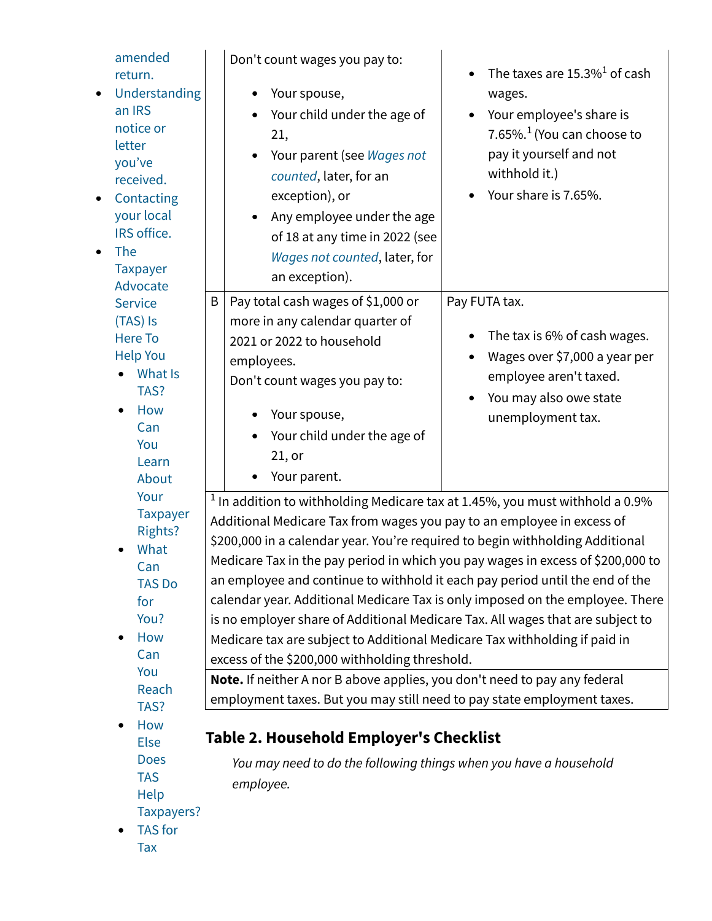- amended return.
- Understanding an IRS notice or letter you've received.
- Contacting your local IRS office.
- The Taxpayer Advocate Service (TAS) Is Here To Help You
  - What Is TAS?
  - How Can You Learn About Your Taxpayer Rights?
  - What Can TAS Do for You?
  - How Can You Reach TAS?
  - How Else Does TAS Help Taxpayers?
  - TAS for Tax

| | | |
|---|---|---|
| | Don't count wages you pay to:<br><br>• Your spouse,<br>• Your child under the age of 21,<br>• Your parent (see *Wages not counted*, later, for an exception), or<br>• Any employee under the age of 18 at any time in 2022 (see *Wages not counted*, later, for an exception). | • The taxes are 15.3%[1] of cash wages.<br>• Your employee's share is 7.65%.[1] (You can choose to pay it yourself and not withhold it.)<br>• Your share is 7.65%. |
| B | Pay total cash wages of $1,000 or more in any calendar quarter of 2021 or 2022 to household employees.<br>Don't count wages you pay to:<br><br>• Your spouse,<br>• Your child under the age of 21, or<br>• Your parent. | Pay FUTA tax.<br><br>• The tax is 6% of cash wages.<br>• Wages over $7,000 a year per employee aren't taxed.<br>• You may also owe state unemployment tax. |

[1] In addition to withholding Medicare tax at 1.45%, you must withhold a 0.9% Additional Medicare Tax from wages you pay to an employee in excess of $200,000 in a calendar year. You're required to begin withholding Additional Medicare Tax in the pay period in which you pay wages in excess of $200,000 to an employee and continue to withhold it each pay period until the end of the calendar year. Additional Medicare Tax is only imposed on the employee. There is no employer share of Additional Medicare Tax. All wages that are subject to Medicare tax are subject to Additional Medicare Tax withholding if paid in excess of the $200,000 withholding threshold.

**Note.** If neither A nor B above applies, you don't need to pay any federal employment taxes. But you may still need to pay state employment taxes.

### Table 2. Household Employer's Checklist

*You may need to do the following things when you have a household employee.*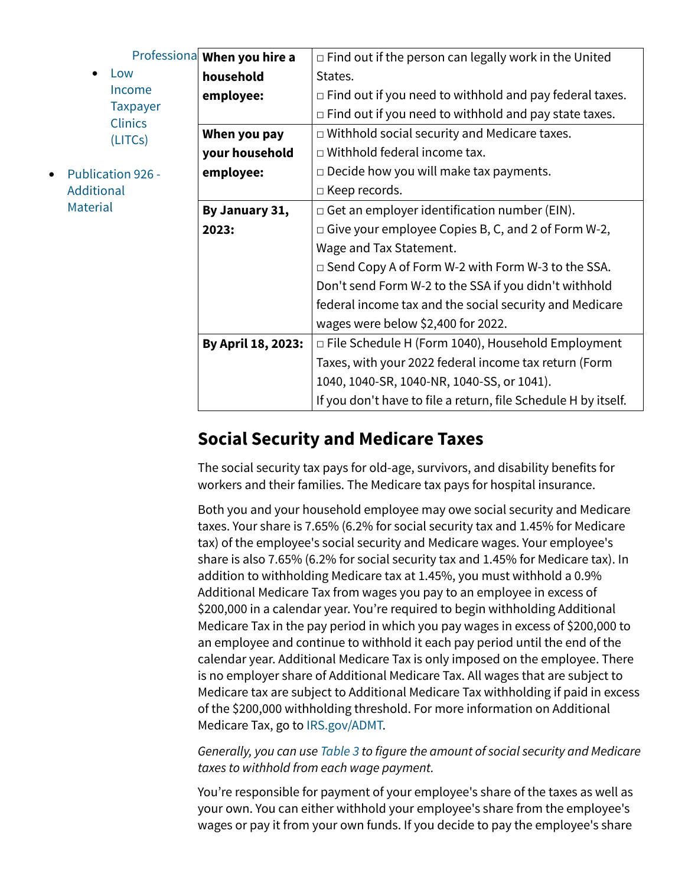- Professional
  - Low Income Taxpayer Clinics (LITCs)
- Publication 926 - Additional Material

| | |
|---|---|
| **When you hire a household employee:** | □ Find out if the person can legally work in the United States.<br>□ Find out if you need to withhold and pay federal taxes.<br>□ Find out if you need to withhold and pay state taxes. |
| **When you pay your household employee:** | □ Withhold social security and Medicare taxes.<br>□ Withhold federal income tax.<br>□ Decide how you will make tax payments.<br>□ Keep records. |
| **By January 31, 2023:** | □ Get an employer identification number (EIN).<br>□ Give your employee Copies B, C, and 2 of Form W-2, Wage and Tax Statement.<br>□ Send Copy A of Form W-2 with Form W-3 to the SSA. Don't send Form W-2 to the SSA if you didn't withhold federal income tax and the social security and Medicare wages were below $2,400 for 2022. |
| **By April 18, 2023:** | □ File Schedule H (Form 1040), Household Employment Taxes, with your 2022 federal income tax return (Form 1040, 1040-SR, 1040-NR, 1040-SS, or 1041).<br>If you don't have to file a return, file Schedule H by itself. |

## Social Security and Medicare Taxes

The social security tax pays for old-age, survivors, and disability benefits for workers and their families. The Medicare tax pays for hospital insurance.

Both you and your household employee may owe social security and Medicare taxes. Your share is 7.65% (6.2% for social security tax and 1.45% for Medicare tax) of the employee's social security and Medicare wages. Your employee's share is also 7.65% (6.2% for social security tax and 1.45% for Medicare tax). In addition to withholding Medicare tax at 1.45%, you must withhold a 0.9% Additional Medicare Tax from wages you pay to an employee in excess of $200,000 in a calendar year. You're required to begin withholding Additional Medicare Tax in the pay period in which you pay wages in excess of $200,000 to an employee and continue to withhold it each pay period until the end of the calendar year. Additional Medicare Tax is only imposed on the employee. There is no employer share of Additional Medicare Tax. All wages that are subject to Medicare tax are subject to Additional Medicare Tax withholding if paid in excess of the $200,000 withholding threshold. For more information on Additional Medicare Tax, go to IRS.gov/ADMT.

*Generally, you can use Table 3 to figure the amount of social security and Medicare taxes to withhold from each wage payment.*

You're responsible for payment of your employee's share of the taxes as well as your own. You can either withhold your employee's share from the employee's wages or pay it from your own funds. If you decide to pay the employee's share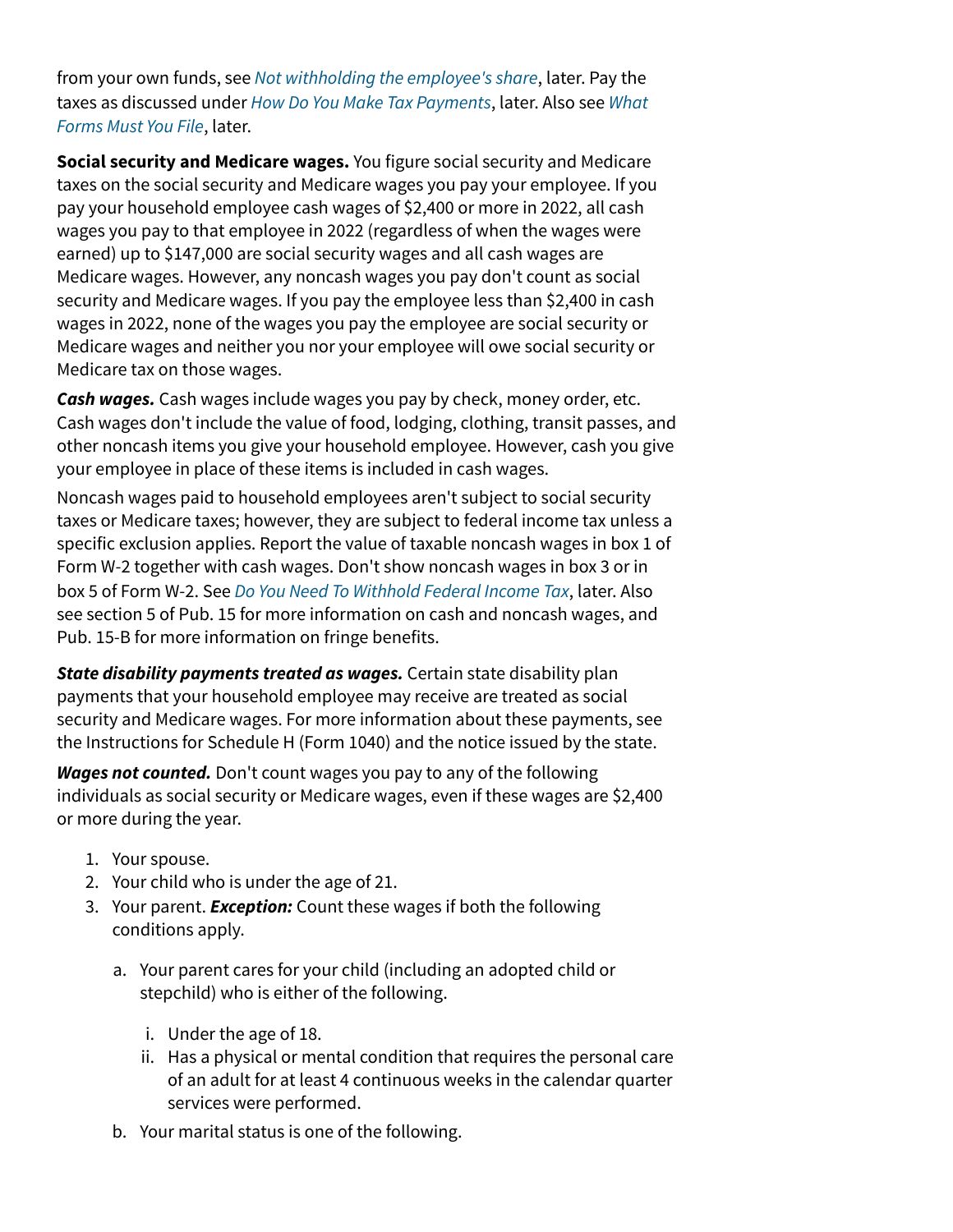from your own funds, see *Not withholding the employee's share*, later. Pay the taxes as discussed under *How Do You Make Tax Payments*, later. Also see *What Forms Must You File*, later.

**Social security and Medicare wages.** You figure social security and Medicare taxes on the social security and Medicare wages you pay your employee. If you pay your household employee cash wages of $2,400 or more in 2022, all cash wages you pay to that employee in 2022 (regardless of when the wages were earned) up to $147,000 are social security wages and all cash wages are Medicare wages. However, any noncash wages you pay don't count as social security and Medicare wages. If you pay the employee less than $2,400 in cash wages in 2022, none of the wages you pay the employee are social security or Medicare wages and neither you nor your employee will owe social security or Medicare tax on those wages.

***Cash wages.*** Cash wages include wages you pay by check, money order, etc. Cash wages don't include the value of food, lodging, clothing, transit passes, and other noncash items you give your household employee. However, cash you give your employee in place of these items is included in cash wages.

Noncash wages paid to household employees aren't subject to social security taxes or Medicare taxes; however, they are subject to federal income tax unless a specific exclusion applies. Report the value of taxable noncash wages in box 1 of Form W-2 together with cash wages. Don't show noncash wages in box 3 or in box 5 of Form W-2. See *Do You Need To Withhold Federal Income Tax*, later. Also see section 5 of Pub. 15 for more information on cash and noncash wages, and Pub. 15-B for more information on fringe benefits.

***State disability payments treated as wages.*** Certain state disability plan payments that your household employee may receive are treated as social security and Medicare wages. For more information about these payments, see the Instructions for Schedule H (Form 1040) and the notice issued by the state.

***Wages not counted.*** Don't count wages you pay to any of the following individuals as social security or Medicare wages, even if these wages are $2,400 or more during the year.

1. Your spouse.
2. Your child who is under the age of 21.
3. Your parent. ***Exception:*** Count these wages if both the following conditions apply.
   a. Your parent cares for your child (including an adopted child or stepchild) who is either of the following.
      i. Under the age of 18.
      ii. Has a physical or mental condition that requires the personal care of an adult for at least 4 continuous weeks in the calendar quarter services were performed.
   b. Your marital status is one of the following.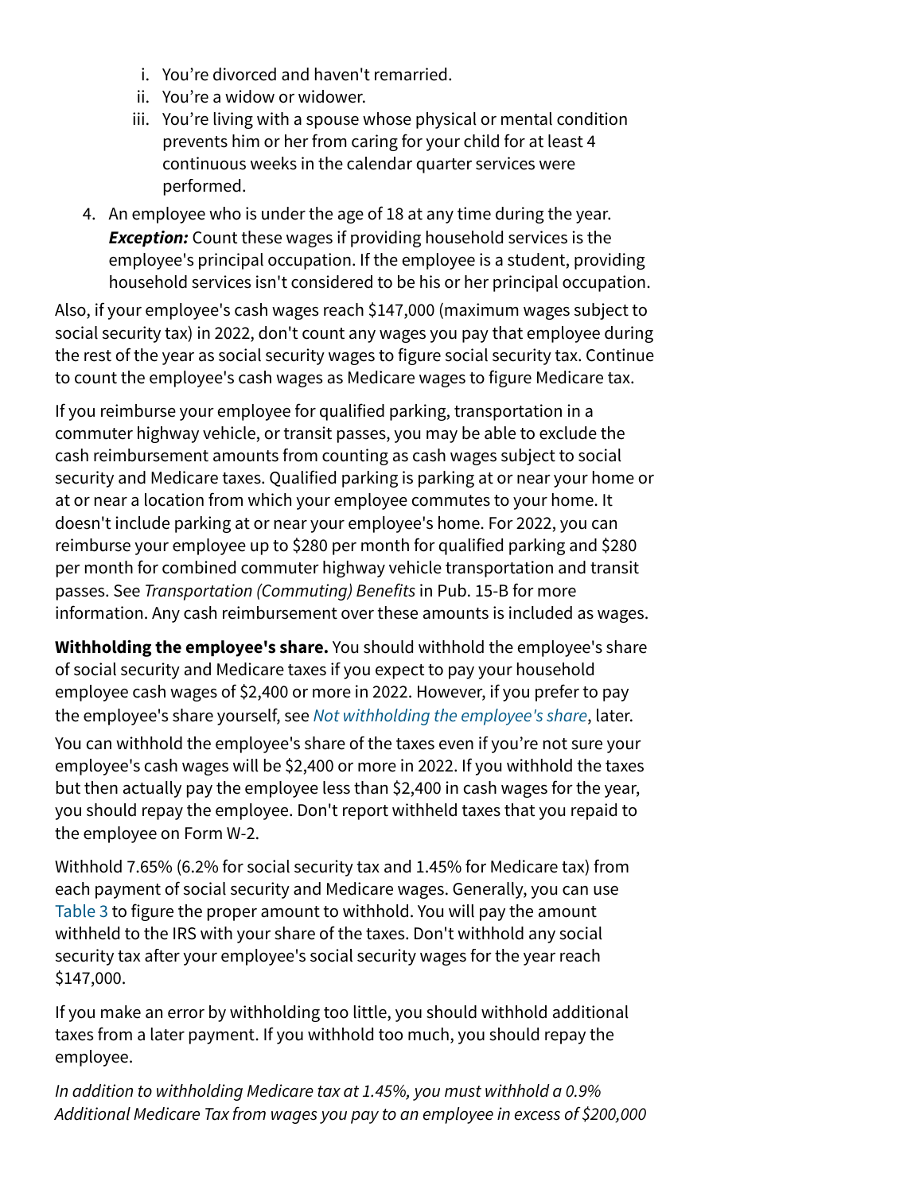i. You're divorced and haven't remarried.
   ii. You're a widow or widower.
   iii. You're living with a spouse whose physical or mental condition prevents him or her from caring for your child for at least 4 continuous weeks in the calendar quarter services were performed.

4. An employee who is under the age of 18 at any time during the year. ***Exception:*** Count these wages if providing household services is the employee's principal occupation. If the employee is a student, providing household services isn't considered to be his or her principal occupation.

Also, if your employee's cash wages reach $147,000 (maximum wages subject to social security tax) in 2022, don't count any wages you pay that employee during the rest of the year as social security wages to figure social security tax. Continue to count the employee's cash wages as Medicare wages to figure Medicare tax.

If you reimburse your employee for qualified parking, transportation in a commuter highway vehicle, or transit passes, you may be able to exclude the cash reimbursement amounts from counting as cash wages subject to social security and Medicare taxes. Qualified parking is parking at or near your home or at or near a location from which your employee commutes to your home. It doesn't include parking at or near your employee's home. For 2022, you can reimburse your employee up to $280 per month for qualified parking and $280 per month for combined commuter highway vehicle transportation and transit passes. See *Transportation (Commuting) Benefits* in Pub. 15-B for more information. Any cash reimbursement over these amounts is included as wages.

**Withholding the employee's share.** You should withhold the employee's share of social security and Medicare taxes if you expect to pay your household employee cash wages of $2,400 or more in 2022. However, if you prefer to pay the employee's share yourself, see *Not withholding the employee's share*, later.

You can withhold the employee's share of the taxes even if you're not sure your employee's cash wages will be $2,400 or more in 2022. If you withhold the taxes but then actually pay the employee less than $2,400 in cash wages for the year, you should repay the employee. Don't report withheld taxes that you repaid to the employee on Form W-2.

Withhold 7.65% (6.2% for social security tax and 1.45% for Medicare tax) from each payment of social security and Medicare wages. Generally, you can use Table 3 to figure the proper amount to withhold. You will pay the amount withheld to the IRS with your share of the taxes. Don't withhold any social security tax after your employee's social security wages for the year reach $147,000.

If you make an error by withholding too little, you should withhold additional taxes from a later payment. If you withhold too much, you should repay the employee.

*In addition to withholding Medicare tax at 1.45%, you must withhold a 0.9% Additional Medicare Tax from wages you pay to an employee in excess of $200,000*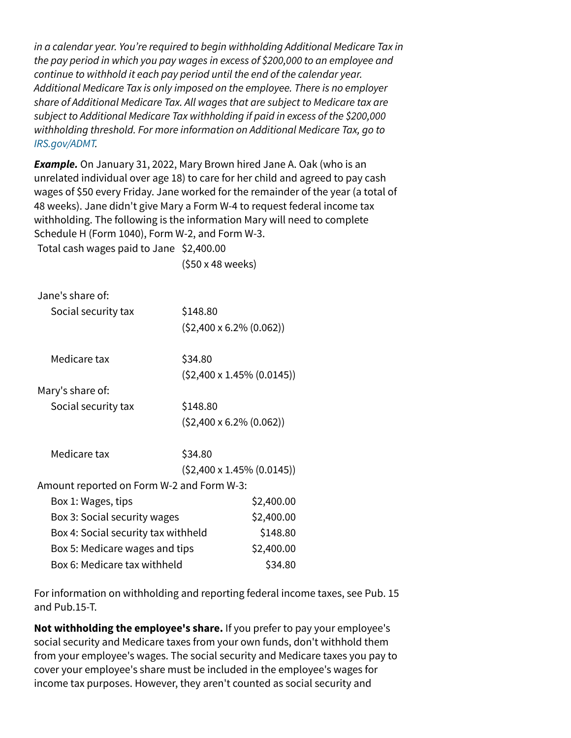*in a calendar year. You're required to begin withholding Additional Medicare Tax in the pay period in which you pay wages in excess of $200,000 to an employee and continue to withhold it each pay period until the end of the calendar year. Additional Medicare Tax is only imposed on the employee. There is no employer share of Additional Medicare Tax. All wages that are subject to Medicare tax are subject to Additional Medicare Tax withholding if paid in excess of the $200,000 withholding threshold. For more information on Additional Medicare Tax, go to IRS.gov/ADMT.*

***Example.*** On January 31, 2022, Mary Brown hired Jane A. Oak (who is an unrelated individual over age 18) to care for her child and agreed to pay cash wages of $50 every Friday. Jane worked for the remainder of the year (a total of 48 weeks). Jane didn't give Mary a Form W-4 to request federal income tax withholding. The following is the information Mary will need to complete Schedule H (Form 1040), Form W-2, and Form W-3.

| | |
|---|---|
| Total cash wages paid to Jane | $2,400.00 ($50 x 48 weeks) |
| Jane's share of: | |
| Social security tax | $148.80 ($2,400 x 6.2% (0.062)) |
| Medicare tax | $34.80 ($2,400 x 1.45% (0.0145)) |
| Mary's share of: | |
| Social security tax | $148.80 ($2,400 x 6.2% (0.062)) |
| Medicare tax | $34.80 ($2,400 x 1.45% (0.0145)) |
| Amount reported on Form W-2 and Form W-3: | |
| Box 1: Wages, tips | $2,400.00 |
| Box 3: Social security wages | $2,400.00 |
| Box 4: Social security tax withheld | $148.80 |
| Box 5: Medicare wages and tips | $2,400.00 |
| Box 6: Medicare tax withheld | $34.80 |

For information on withholding and reporting federal income taxes, see Pub. 15 and Pub.15-T.

**Not withholding the employee's share.** If you prefer to pay your employee's social security and Medicare taxes from your own funds, don't withhold them from your employee's wages. The social security and Medicare taxes you pay to cover your employee's share must be included in the employee's wages for income tax purposes. However, they aren't counted as social security and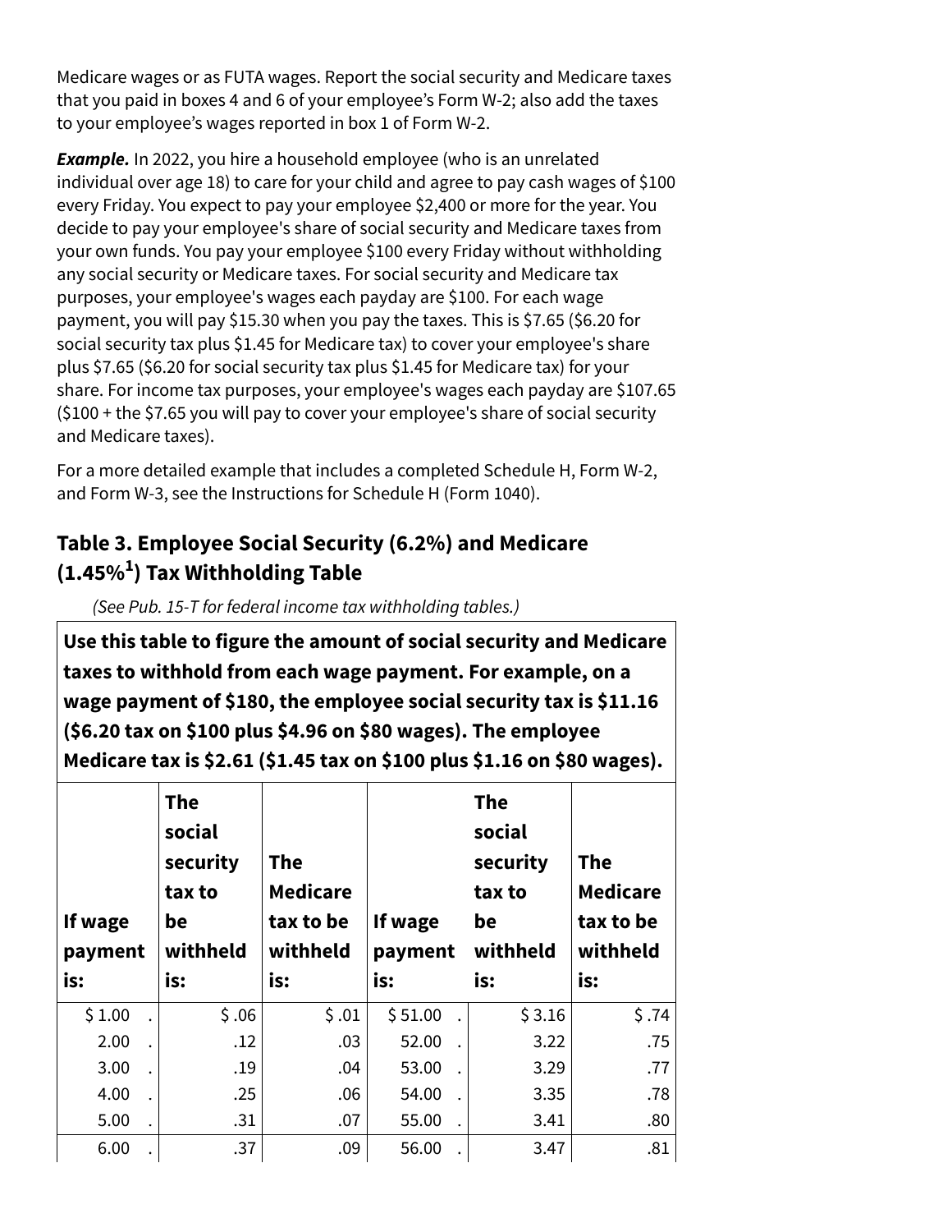Medicare wages or as FUTA wages. Report the social security and Medicare taxes that you paid in boxes 4 and 6 of your employee's Form W-2; also add the taxes to your employee's wages reported in box 1 of Form W-2.

***Example.*** In 2022, you hire a household employee (who is an unrelated individual over age 18) to care for your child and agree to pay cash wages of $100 every Friday. You expect to pay your employee $2,400 or more for the year. You decide to pay your employee's share of social security and Medicare taxes from your own funds. You pay your employee $100 every Friday without withholding any social security or Medicare taxes. For social security and Medicare tax purposes, your employee's wages each payday are $100. For each wage payment, you will pay $15.30 when you pay the taxes. This is $7.65 ($6.20 for social security tax plus $1.45 for Medicare tax) to cover your employee's share plus $7.65 ($6.20 for social security tax plus $1.45 for Medicare tax) for your share. For income tax purposes, your employee's wages each payday are $107.65 ($100 + the $7.65 you will pay to cover your employee's share of social security and Medicare taxes).

For a more detailed example that includes a completed Schedule H, Form W-2, and Form W-3, see the Instructions for Schedule H (Form 1040).

## Table 3. Employee Social Security (6.2%) and Medicare (1.45%[1]) Tax Withholding Table

*(See Pub. 15-T for federal income tax withholding tables.)*

**Use this table to figure the amount of social security and Medicare taxes to withhold from each wage payment. For example, on a wage payment of $180, the employee social security tax is $11.16 ($6.20 tax on $100 plus $4.96 on $80 wages). The employee Medicare tax is $2.61 ($1.45 tax on $100 plus $1.16 on $80 wages).**

| If wage payment is: | The social security tax to be withheld is: | The Medicare tax to be withheld is: | If wage payment is: | The social security tax to be withheld is: | The Medicare tax to be withheld is: |
|---|---|---|---|---|---|
| $ 1.00 . | $ .06 | $ .01 | $ 51.00 . | $ 3.16 | $ .74 |
| 2.00 . | .12 | .03 | 52.00 . | 3.22 | .75 |
| 3.00 . | .19 | .04 | 53.00 . | 3.29 | .77 |
| 4.00 . | .25 | .06 | 54.00 . | 3.35 | .78 |
| 5.00 . | .31 | .07 | 55.00 . | 3.41 | .80 |
| 6.00 . | .37 | .09 | 56.00 . | 3.47 | .81 |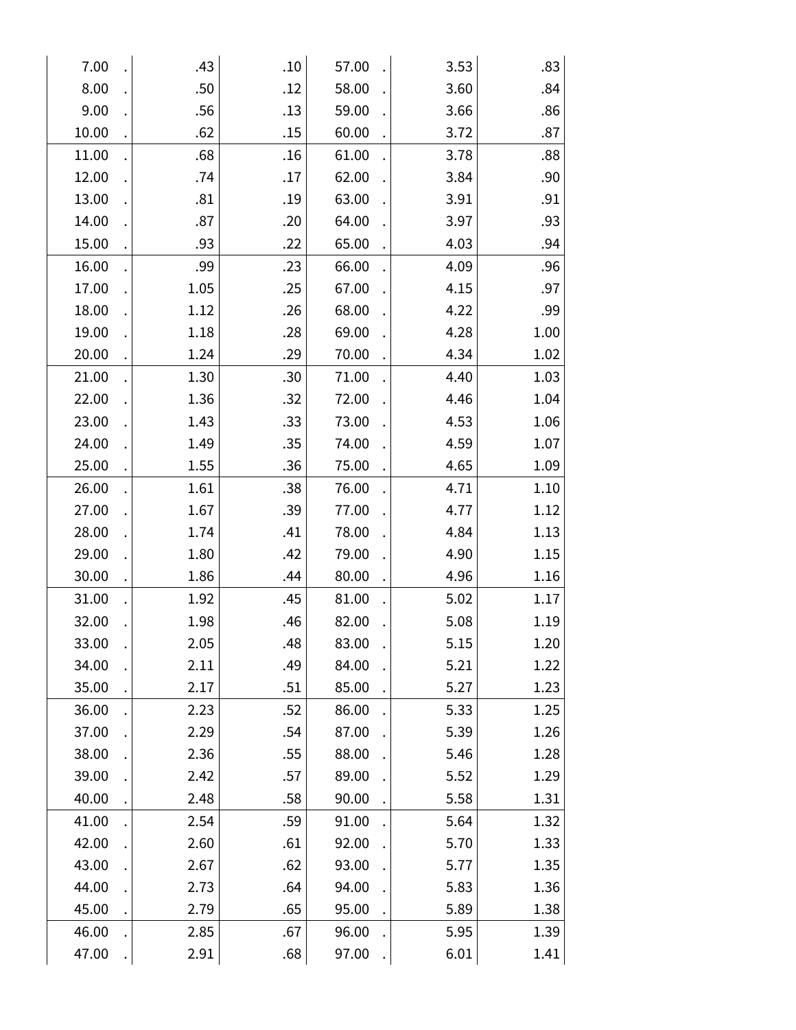| | | | | | | | |
|---|---|---|---|---|---|---|---|
| 7.00 | . | .43 | .10 | 57.00 | . | 3.53 | .83 |
| 8.00 | . | .50 | .12 | 58.00 | . | 3.60 | .84 |
| 9.00 | . | .56 | .13 | 59.00 | . | 3.66 | .86 |
| 10.00 | . | .62 | .15 | 60.00 | . | 3.72 | .87 |
| 11.00 | . | .68 | .16 | 61.00 | . | 3.78 | .88 |
| 12.00 | . | .74 | .17 | 62.00 | . | 3.84 | .90 |
| 13.00 | . | .81 | .19 | 63.00 | . | 3.91 | .91 |
| 14.00 | . | .87 | .20 | 64.00 | . | 3.97 | .93 |
| 15.00 | . | .93 | .22 | 65.00 | . | 4.03 | .94 |
| 16.00 | . | .99 | .23 | 66.00 | . | 4.09 | .96 |
| 17.00 | . | 1.05 | .25 | 67.00 | . | 4.15 | .97 |
| 18.00 | . | 1.12 | .26 | 68.00 | . | 4.22 | .99 |
| 19.00 | . | 1.18 | .28 | 69.00 | . | 4.28 | 1.00 |
| 20.00 | . | 1.24 | .29 | 70.00 | . | 4.34 | 1.02 |
| 21.00 | . | 1.30 | .30 | 71.00 | . | 4.40 | 1.03 |
| 22.00 | . | 1.36 | .32 | 72.00 | . | 4.46 | 1.04 |
| 23.00 | . | 1.43 | .33 | 73.00 | . | 4.53 | 1.06 |
| 24.00 | . | 1.49 | .35 | 74.00 | . | 4.59 | 1.07 |
| 25.00 | . | 1.55 | .36 | 75.00 | . | 4.65 | 1.09 |
| 26.00 | . | 1.61 | .38 | 76.00 | . | 4.71 | 1.10 |
| 27.00 | . | 1.67 | .39 | 77.00 | . | 4.77 | 1.12 |
| 28.00 | . | 1.74 | .41 | 78.00 | . | 4.84 | 1.13 |
| 29.00 | . | 1.80 | .42 | 79.00 | . | 4.90 | 1.15 |
| 30.00 | . | 1.86 | .44 | 80.00 | . | 4.96 | 1.16 |
| 31.00 | . | 1.92 | .45 | 81.00 | . | 5.02 | 1.17 |
| 32.00 | . | 1.98 | .46 | 82.00 | . | 5.08 | 1.19 |
| 33.00 | . | 2.05 | .48 | 83.00 | . | 5.15 | 1.20 |
| 34.00 | . | 2.11 | .49 | 84.00 | . | 5.21 | 1.22 |
| 35.00 | . | 2.17 | .51 | 85.00 | . | 5.27 | 1.23 |
| 36.00 | . | 2.23 | .52 | 86.00 | . | 5.33 | 1.25 |
| 37.00 | . | 2.29 | .54 | 87.00 | . | 5.39 | 1.26 |
| 38.00 | . | 2.36 | .55 | 88.00 | . | 5.46 | 1.28 |
| 39.00 | . | 2.42 | .57 | 89.00 | . | 5.52 | 1.29 |
| 40.00 | . | 2.48 | .58 | 90.00 | . | 5.58 | 1.31 |
| 41.00 | . | 2.54 | .59 | 91.00 | . | 5.64 | 1.32 |
| 42.00 | . | 2.60 | .61 | 92.00 | . | 5.70 | 1.33 |
| 43.00 | . | 2.67 | .62 | 93.00 | . | 5.77 | 1.35 |
| 44.00 | . | 2.73 | .64 | 94.00 | . | 5.83 | 1.36 |
| 45.00 | . | 2.79 | .65 | 95.00 | . | 5.89 | 1.38 |
| 46.00 | . | 2.85 | .67 | 96.00 | . | 5.95 | 1.39 |
| 47.00 | . | 2.91 | .68 | 97.00 | . | 6.01 | 1.41 |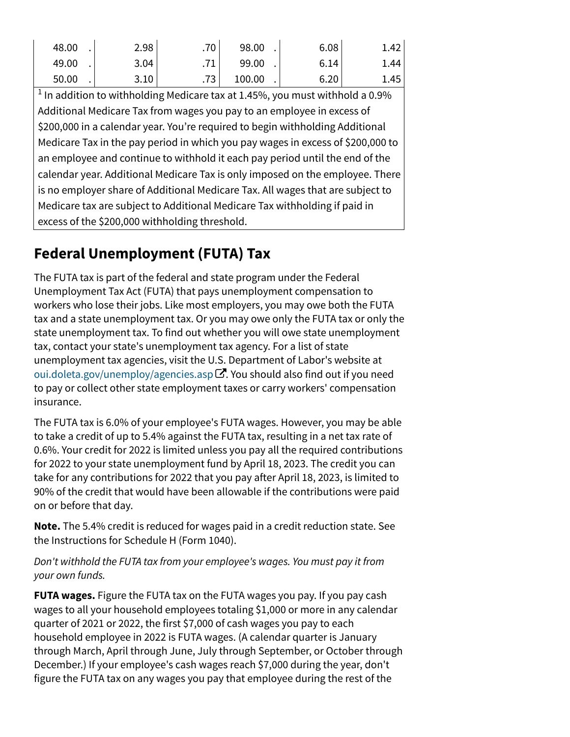| | | | | | |
|---|---|---|---|---|---|
| 48.00 . | 2.98 | .70 | 98.00 . | 6.08 | 1.42 |
| 49.00 . | 3.04 | .71 | 99.00 . | 6.14 | 1.44 |
| 50.00 . | 3.10 | .73 | 100.00 . | 6.20 | 1.45 |

[1] In addition to withholding Medicare tax at 1.45%, you must withhold a 0.9% Additional Medicare Tax from wages you pay to an employee in excess of $200,000 in a calendar year. You're required to begin withholding Additional Medicare Tax in the pay period in which you pay wages in excess of $200,000 to an employee and continue to withhold it each pay period until the end of the calendar year. Additional Medicare Tax is only imposed on the employee. There is no employer share of Additional Medicare Tax. All wages that are subject to Medicare tax are subject to Additional Medicare Tax withholding if paid in excess of the $200,000 withholding threshold.

## Federal Unemployment (FUTA) Tax

The FUTA tax is part of the federal and state program under the Federal Unemployment Tax Act (FUTA) that pays unemployment compensation to workers who lose their jobs. Like most employers, you may owe both the FUTA tax and a state unemployment tax. Or you may owe only the FUTA tax or only the state unemployment tax. To find out whether you will owe state unemployment tax, contact your state's unemployment tax agency. For a list of state unemployment tax agencies, visit the U.S. Department of Labor's website at oui.doleta.gov/unemploy/agencies.asp. You should also find out if you need to pay or collect other state employment taxes or carry workers' compensation insurance.

The FUTA tax is 6.0% of your employee's FUTA wages. However, you may be able to take a credit of up to 5.4% against the FUTA tax, resulting in a net tax rate of 0.6%. Your credit for 2022 is limited unless you pay all the required contributions for 2022 to your state unemployment fund by April 18, 2023. The credit you can take for any contributions for 2022 that you pay after April 18, 2023, is limited to 90% of the credit that would have been allowable if the contributions were paid on or before that day.

**Note.** The 5.4% credit is reduced for wages paid in a credit reduction state. See the Instructions for Schedule H (Form 1040).

*Don't withhold the FUTA tax from your employee's wages. You must pay it from your own funds.*

**FUTA wages.** Figure the FUTA tax on the FUTA wages you pay. If you pay cash wages to all your household employees totaling $1,000 or more in any calendar quarter of 2021 or 2022, the first $7,000 of cash wages you pay to each household employee in 2022 is FUTA wages. (A calendar quarter is January through March, April through June, July through September, or October through December.) If your employee's cash wages reach $7,000 during the year, don't figure the FUTA tax on any wages you pay that employee during the rest of the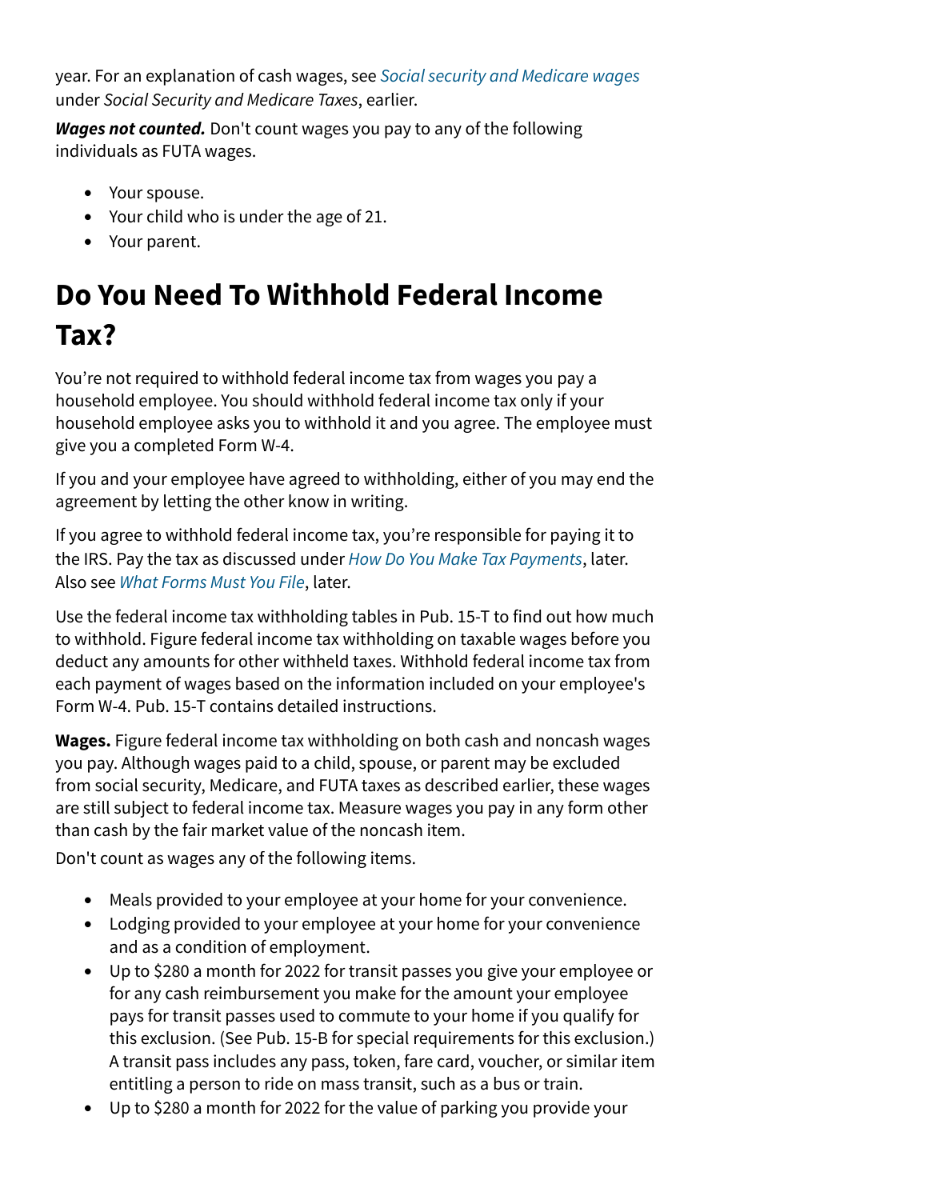year. For an explanation of cash wages, see *Social security and Medicare wages* under *Social Security and Medicare Taxes*, earlier.

***Wages not counted.*** Don't count wages you pay to any of the following individuals as FUTA wages.

- Your spouse.
- Your child who is under the age of 21.
- Your parent.

# Do You Need To Withhold Federal Income Tax?

You're not required to withhold federal income tax from wages you pay a household employee. You should withhold federal income tax only if your household employee asks you to withhold it and you agree. The employee must give you a completed Form W-4.

If you and your employee have agreed to withholding, either of you may end the agreement by letting the other know in writing.

If you agree to withhold federal income tax, you're responsible for paying it to the IRS. Pay the tax as discussed under *How Do You Make Tax Payments*, later. Also see *What Forms Must You File*, later.

Use the federal income tax withholding tables in Pub. 15-T to find out how much to withhold. Figure federal income tax withholding on taxable wages before you deduct any amounts for other withheld taxes. Withhold federal income tax from each payment of wages based on the information included on your employee's Form W-4. Pub. 15-T contains detailed instructions.

**Wages.** Figure federal income tax withholding on both cash and noncash wages you pay. Although wages paid to a child, spouse, or parent may be excluded from social security, Medicare, and FUTA taxes as described earlier, these wages are still subject to federal income tax. Measure wages you pay in any form other than cash by the fair market value of the noncash item.

Don't count as wages any of the following items.

- Meals provided to your employee at your home for your convenience.
- Lodging provided to your employee at your home for your convenience and as a condition of employment.
- Up to $280 a month for 2022 for transit passes you give your employee or for any cash reimbursement you make for the amount your employee pays for transit passes used to commute to your home if you qualify for this exclusion. (See Pub. 15-B for special requirements for this exclusion.) A transit pass includes any pass, token, fare card, voucher, or similar item entitling a person to ride on mass transit, such as a bus or train.
- Up to $280 a month for 2022 for the value of parking you provide your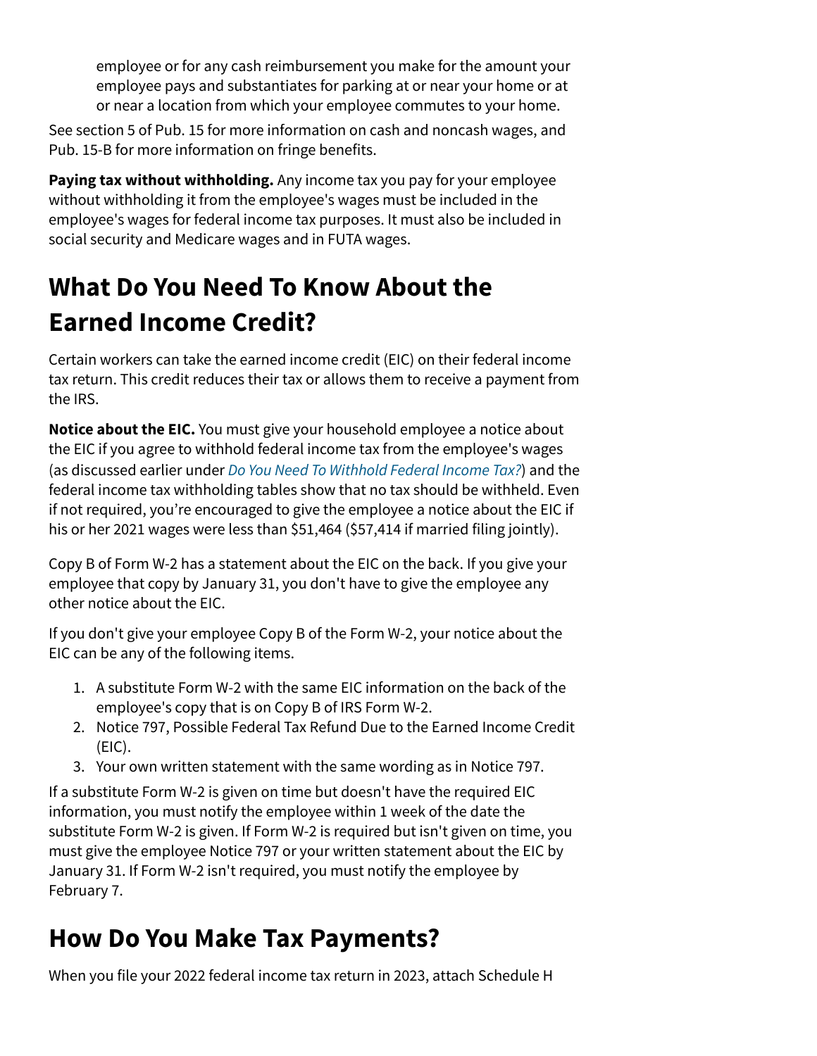employee or for any cash reimbursement you make for the amount your employee pays and substantiates for parking at or near your home or at or near a location from which your employee commutes to your home.

See section 5 of Pub. 15 for more information on cash and noncash wages, and Pub. 15-B for more information on fringe benefits.

**Paying tax without withholding.** Any income tax you pay for your employee without withholding it from the employee's wages must be included in the employee's wages for federal income tax purposes. It must also be included in social security and Medicare wages and in FUTA wages.

## What Do You Need To Know About the Earned Income Credit?

Certain workers can take the earned income credit (EIC) on their federal income tax return. This credit reduces their tax or allows them to receive a payment from the IRS.

**Notice about the EIC.** You must give your household employee a notice about the EIC if you agree to withhold federal income tax from the employee's wages (as discussed earlier under *Do You Need To Withhold Federal Income Tax?*) and the federal income tax withholding tables show that no tax should be withheld. Even if not required, you're encouraged to give the employee a notice about the EIC if his or her 2021 wages were less than $51,464 ($57,414 if married filing jointly).

Copy B of Form W-2 has a statement about the EIC on the back. If you give your employee that copy by January 31, you don't have to give the employee any other notice about the EIC.

If you don't give your employee Copy B of the Form W-2, your notice about the EIC can be any of the following items.

1. A substitute Form W-2 with the same EIC information on the back of the employee's copy that is on Copy B of IRS Form W-2.
2. Notice 797, Possible Federal Tax Refund Due to the Earned Income Credit (EIC).
3. Your own written statement with the same wording as in Notice 797.

If a substitute Form W-2 is given on time but doesn't have the required EIC information, you must notify the employee within 1 week of the date the substitute Form W-2 is given. If Form W-2 is required but isn't given on time, you must give the employee Notice 797 or your written statement about the EIC by January 31. If Form W-2 isn't required, you must notify the employee by February 7.

## How Do You Make Tax Payments?

When you file your 2022 federal income tax return in 2023, attach Schedule H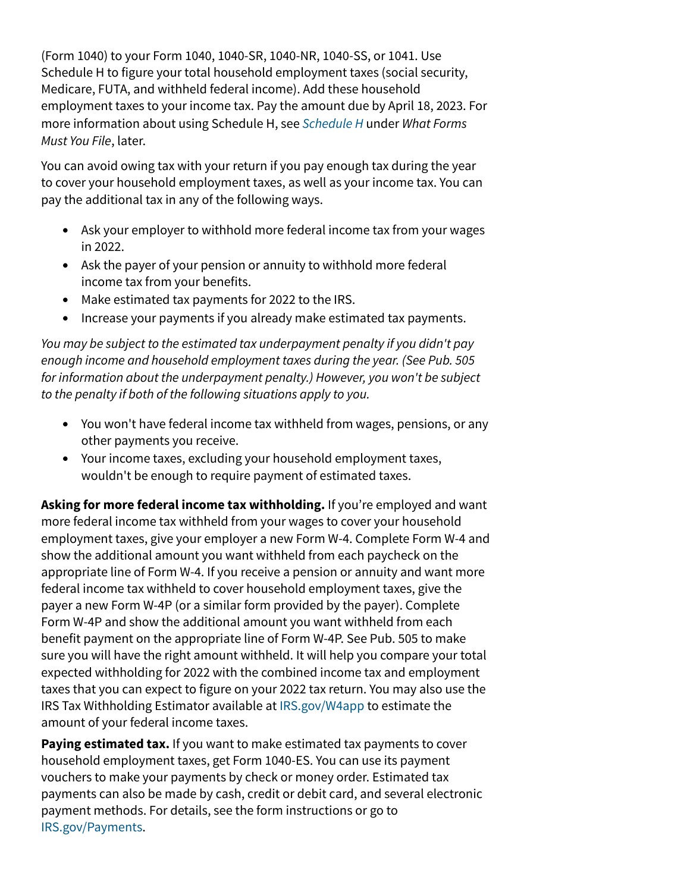(Form 1040) to your Form 1040, 1040-SR, 1040-NR, 1040-SS, or 1041. Use Schedule H to figure your total household employment taxes (social security, Medicare, FUTA, and withheld federal income). Add these household employment taxes to your income tax. Pay the amount due by April 18, 2023. For more information about using Schedule H, see *Schedule H* under *What Forms Must You File*, later.

You can avoid owing tax with your return if you pay enough tax during the year to cover your household employment taxes, as well as your income tax. You can pay the additional tax in any of the following ways.

- Ask your employer to withhold more federal income tax from your wages in 2022.
- Ask the payer of your pension or annuity to withhold more federal income tax from your benefits.
- Make estimated tax payments for 2022 to the IRS.
- Increase your payments if you already make estimated tax payments.

*You may be subject to the estimated tax underpayment penalty if you didn't pay enough income and household employment taxes during the year. (See Pub. 505 for information about the underpayment penalty.) However, you won't be subject to the penalty if both of the following situations apply to you.*

- You won't have federal income tax withheld from wages, pensions, or any other payments you receive.
- Your income taxes, excluding your household employment taxes, wouldn't be enough to require payment of estimated taxes.

**Asking for more federal income tax withholding.** If you're employed and want more federal income tax withheld from your wages to cover your household employment taxes, give your employer a new Form W-4. Complete Form W-4 and show the additional amount you want withheld from each paycheck on the appropriate line of Form W-4. If you receive a pension or annuity and want more federal income tax withheld to cover household employment taxes, give the payer a new Form W-4P (or a similar form provided by the payer). Complete Form W-4P and show the additional amount you want withheld from each benefit payment on the appropriate line of Form W-4P. See Pub. 505 to make sure you will have the right amount withheld. It will help you compare your total expected withholding for 2022 with the combined income tax and employment taxes that you can expect to figure on your 2022 tax return. You may also use the IRS Tax Withholding Estimator available at IRS.gov/W4app to estimate the amount of your federal income taxes.

**Paying estimated tax.** If you want to make estimated tax payments to cover household employment taxes, get Form 1040-ES. You can use its payment vouchers to make your payments by check or money order. Estimated tax payments can also be made by cash, credit or debit card, and several electronic payment methods. For details, see the form instructions or go to IRS.gov/Payments.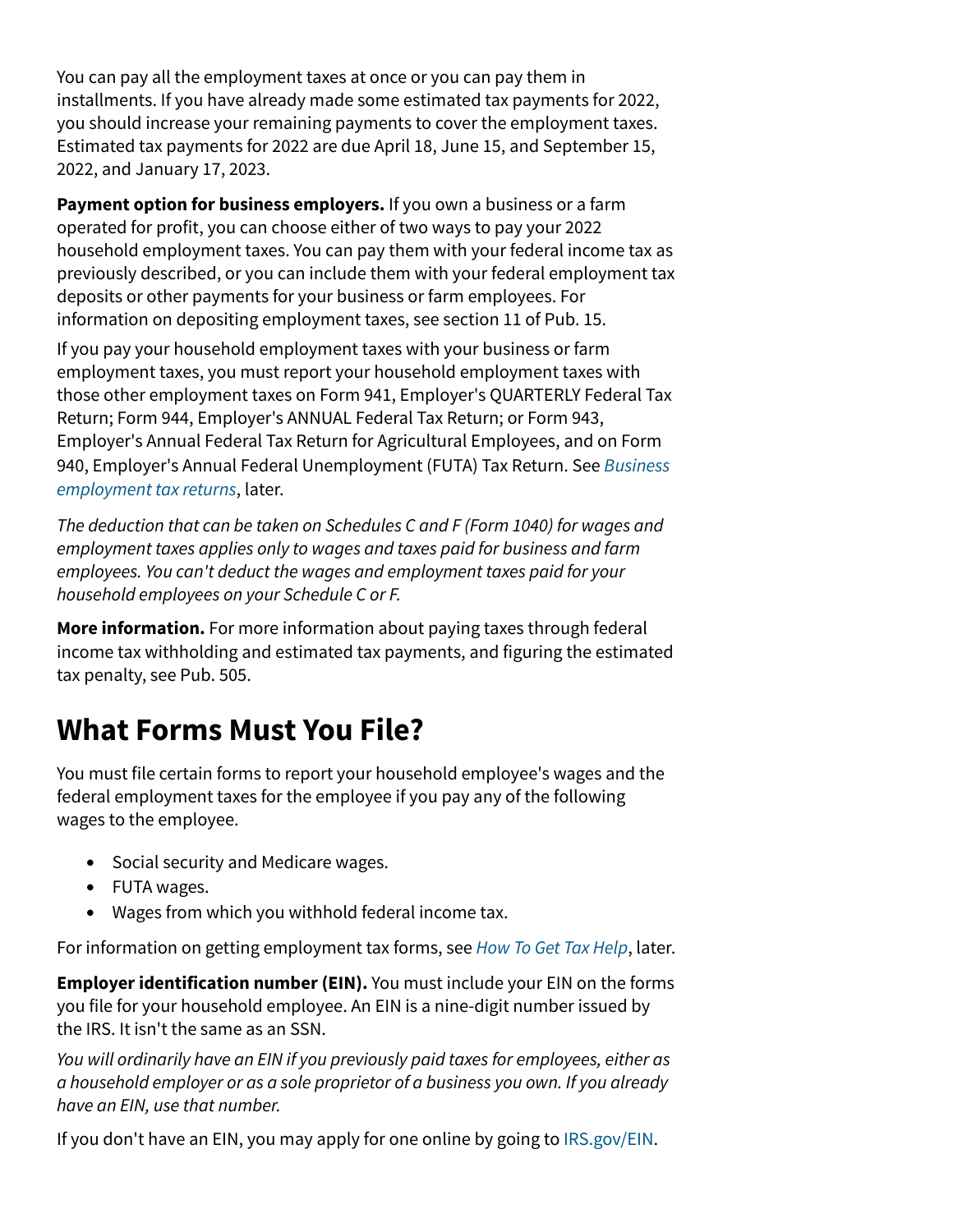You can pay all the employment taxes at once or you can pay them in installments. If you have already made some estimated tax payments for 2022, you should increase your remaining payments to cover the employment taxes. Estimated tax payments for 2022 are due April 18, June 15, and September 15, 2022, and January 17, 2023.

**Payment option for business employers.** If you own a business or a farm operated for profit, you can choose either of two ways to pay your 2022 household employment taxes. You can pay them with your federal income tax as previously described, or you can include them with your federal employment tax deposits or other payments for your business or farm employees. For information on depositing employment taxes, see section 11 of Pub. 15.

If you pay your household employment taxes with your business or farm employment taxes, you must report your household employment taxes with those other employment taxes on Form 941, Employer's QUARTERLY Federal Tax Return; Form 944, Employer's ANNUAL Federal Tax Return; or Form 943, Employer's Annual Federal Tax Return for Agricultural Employees, and on Form 940, Employer's Annual Federal Unemployment (FUTA) Tax Return. See *Business employment tax returns*, later.

*The deduction that can be taken on Schedules C and F (Form 1040) for wages and employment taxes applies only to wages and taxes paid for business and farm employees. You can't deduct the wages and employment taxes paid for your household employees on your Schedule C or F.*

**More information.** For more information about paying taxes through federal income tax withholding and estimated tax payments, and figuring the estimated tax penalty, see Pub. 505.

# What Forms Must You File?

You must file certain forms to report your household employee's wages and the federal employment taxes for the employee if you pay any of the following wages to the employee.

- Social security and Medicare wages.
- FUTA wages.
- Wages from which you withhold federal income tax.

For information on getting employment tax forms, see *How To Get Tax Help*, later.

**Employer identification number (EIN).** You must include your EIN on the forms you file for your household employee. An EIN is a nine-digit number issued by the IRS. It isn't the same as an SSN.

*You will ordinarily have an EIN if you previously paid taxes for employees, either as a household employer or as a sole proprietor of a business you own. If you already have an EIN, use that number.*

If you don't have an EIN, you may apply for one online by going to IRS.gov/EIN.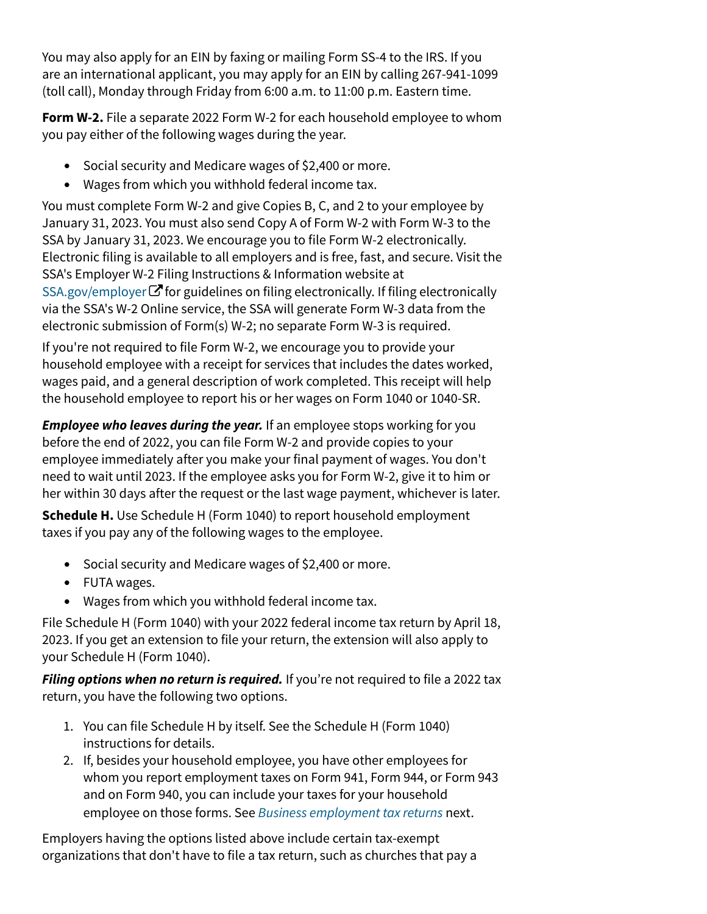You may also apply for an EIN by faxing or mailing Form SS-4 to the IRS. If you are an international applicant, you may apply for an EIN by calling 267-941-1099 (toll call), Monday through Friday from 6:00 a.m. to 11:00 p.m. Eastern time.

**Form W-2.** File a separate 2022 Form W-2 for each household employee to whom you pay either of the following wages during the year.

- Social security and Medicare wages of $2,400 or more.
- Wages from which you withhold federal income tax.

You must complete Form W-2 and give Copies B, C, and 2 to your employee by January 31, 2023. You must also send Copy A of Form W-2 with Form W-3 to the SSA by January 31, 2023. We encourage you to file Form W-2 electronically. Electronic filing is available to all employers and is free, fast, and secure. Visit the SSA's Employer W-2 Filing Instructions & Information website at SSA.gov/employer for guidelines on filing electronically. If filing electronically via the SSA's W-2 Online service, the SSA will generate Form W-3 data from the electronic submission of Form(s) W-2; no separate Form W-3 is required.

If you're not required to file Form W-2, we encourage you to provide your household employee with a receipt for services that includes the dates worked, wages paid, and a general description of work completed. This receipt will help the household employee to report his or her wages on Form 1040 or 1040-SR.

***Employee who leaves during the year.*** If an employee stops working for you before the end of 2022, you can file Form W-2 and provide copies to your employee immediately after you make your final payment of wages. You don't need to wait until 2023. If the employee asks you for Form W-2, give it to him or her within 30 days after the request or the last wage payment, whichever is later.

**Schedule H.** Use Schedule H (Form 1040) to report household employment taxes if you pay any of the following wages to the employee.

- Social security and Medicare wages of $2,400 or more.
- FUTA wages.
- Wages from which you withhold federal income tax.

File Schedule H (Form 1040) with your 2022 federal income tax return by April 18, 2023. If you get an extension to file your return, the extension will also apply to your Schedule H (Form 1040).

***Filing options when no return is required.*** If you're not required to file a 2022 tax return, you have the following two options.

1. You can file Schedule H by itself. See the Schedule H (Form 1040) instructions for details.
2. If, besides your household employee, you have other employees for whom you report employment taxes on Form 941, Form 944, or Form 943 and on Form 940, you can include your taxes for your household employee on those forms. See *Business employment tax returns* next.

Employers having the options listed above include certain tax-exempt organizations that don't have to file a tax return, such as churches that pay a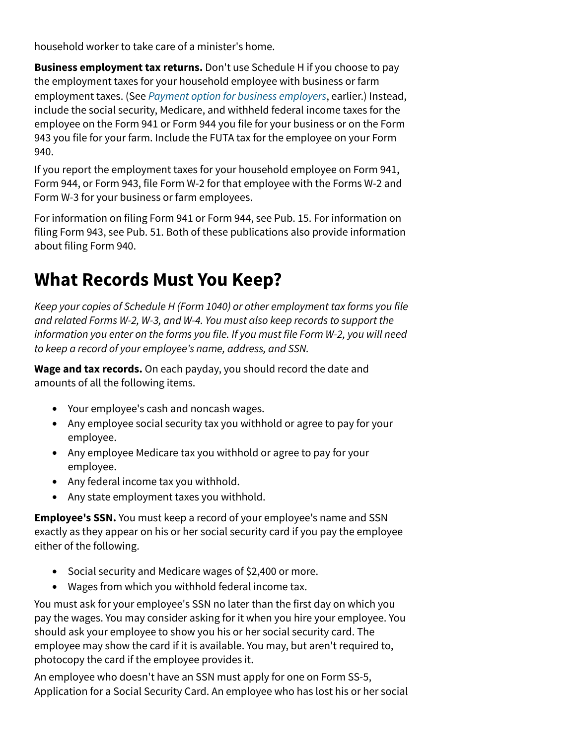household worker to take care of a minister's home.

**Business employment tax returns.** Don't use Schedule H if you choose to pay the employment taxes for your household employee with business or farm employment taxes. (See *Payment option for business employers*, earlier.) Instead, include the social security, Medicare, and withheld federal income taxes for the employee on the Form 941 or Form 944 you file for your business or on the Form 943 you file for your farm. Include the FUTA tax for the employee on your Form 940.

If you report the employment taxes for your household employee on Form 941, Form 944, or Form 943, file Form W-2 for that employee with the Forms W-2 and Form W-3 for your business or farm employees.

For information on filing Form 941 or Form 944, see Pub. 15. For information on filing Form 943, see Pub. 51. Both of these publications also provide information about filing Form 940.

# What Records Must You Keep?

*Keep your copies of Schedule H (Form 1040) or other employment tax forms you file and related Forms W-2, W-3, and W-4. You must also keep records to support the information you enter on the forms you file. If you must file Form W-2, you will need to keep a record of your employee's name, address, and SSN.*

**Wage and tax records.** On each payday, you should record the date and amounts of all the following items.

- Your employee's cash and noncash wages.
- Any employee social security tax you withhold or agree to pay for your employee.
- Any employee Medicare tax you withhold or agree to pay for your employee.
- Any federal income tax you withhold.
- Any state employment taxes you withhold.

**Employee's SSN.** You must keep a record of your employee's name and SSN exactly as they appear on his or her social security card if you pay the employee either of the following.

- Social security and Medicare wages of $2,400 or more.
- Wages from which you withhold federal income tax.

You must ask for your employee's SSN no later than the first day on which you pay the wages. You may consider asking for it when you hire your employee. You should ask your employee to show you his or her social security card. The employee may show the card if it is available. You may, but aren't required to, photocopy the card if the employee provides it.

An employee who doesn't have an SSN must apply for one on Form SS-5, Application for a Social Security Card. An employee who has lost his or her social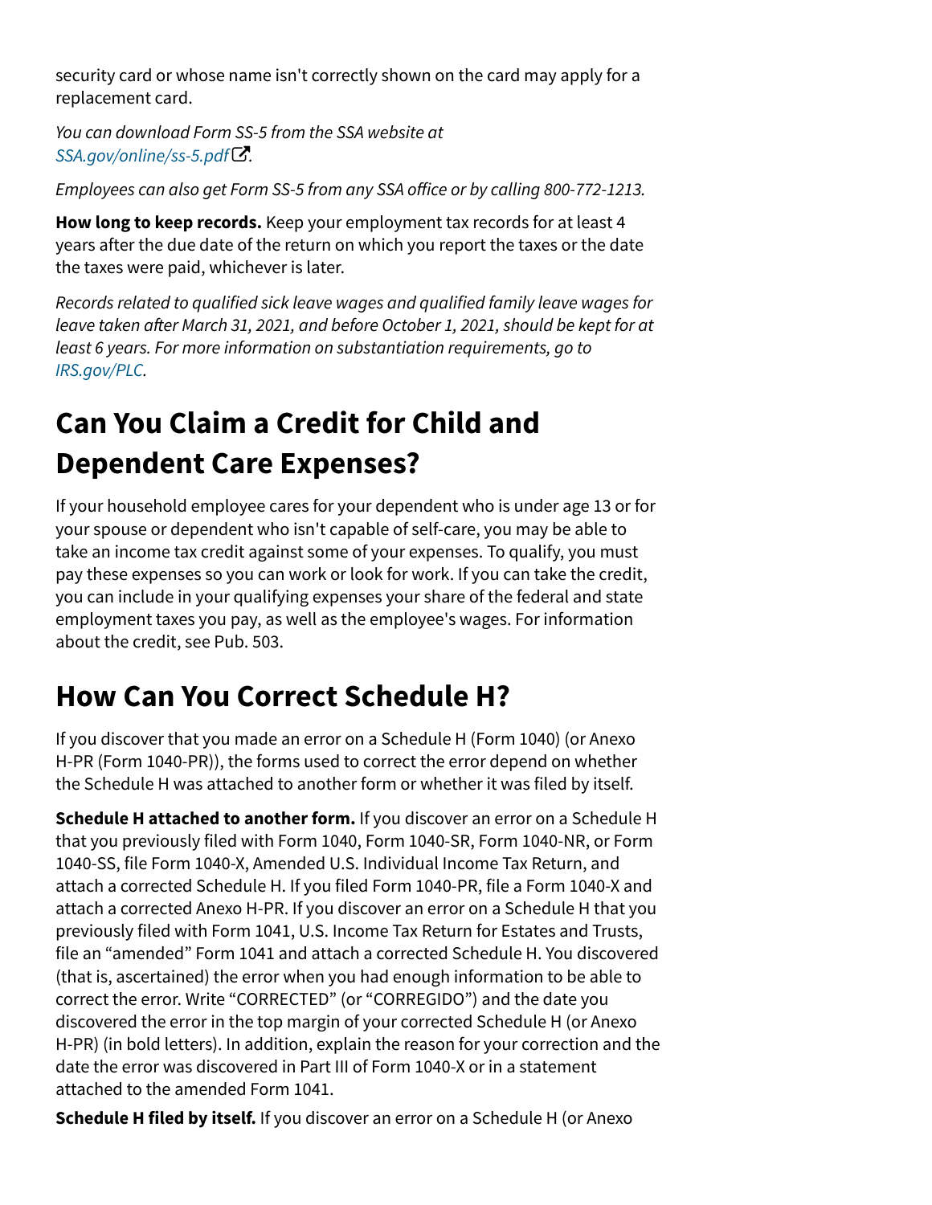security card or whose name isn't correctly shown on the card may apply for a replacement card.

*You can download Form SS-5 from the SSA website at SSA.gov/online/ss-5.pdf.*

*Employees can also get Form SS-5 from any SSA office or by calling 800-772-1213.*

**How long to keep records.** Keep your employment tax records for at least 4 years after the due date of the return on which you report the taxes or the date the taxes were paid, whichever is later.

*Records related to qualified sick leave wages and qualified family leave wages for leave taken after March 31, 2021, and before October 1, 2021, should be kept for at least 6 years. For more information on substantiation requirements, go to IRS.gov/PLC.*

# Can You Claim a Credit for Child and Dependent Care Expenses?

If your household employee cares for your dependent who is under age 13 or for your spouse or dependent who isn't capable of self-care, you may be able to take an income tax credit against some of your expenses. To qualify, you must pay these expenses so you can work or look for work. If you can take the credit, you can include in your qualifying expenses your share of the federal and state employment taxes you pay, as well as the employee's wages. For information about the credit, see Pub. 503.

# How Can You Correct Schedule H?

If you discover that you made an error on a Schedule H (Form 1040) (or Anexo H-PR (Form 1040-PR)), the forms used to correct the error depend on whether the Schedule H was attached to another form or whether it was filed by itself.

**Schedule H attached to another form.** If you discover an error on a Schedule H that you previously filed with Form 1040, Form 1040-SR, Form 1040-NR, or Form 1040-SS, file Form 1040-X, Amended U.S. Individual Income Tax Return, and attach a corrected Schedule H. If you filed Form 1040-PR, file a Form 1040-X and attach a corrected Anexo H-PR. If you discover an error on a Schedule H that you previously filed with Form 1041, U.S. Income Tax Return for Estates and Trusts, file an "amended" Form 1041 and attach a corrected Schedule H. You discovered (that is, ascertained) the error when you had enough information to be able to correct the error. Write "CORRECTED" (or "CORREGIDO") and the date you discovered the error in the top margin of your corrected Schedule H (or Anexo H-PR) (in bold letters). In addition, explain the reason for your correction and the date the error was discovered in Part III of Form 1040-X or in a statement attached to the amended Form 1041.

**Schedule H filed by itself.** If you discover an error on a Schedule H (or Anexo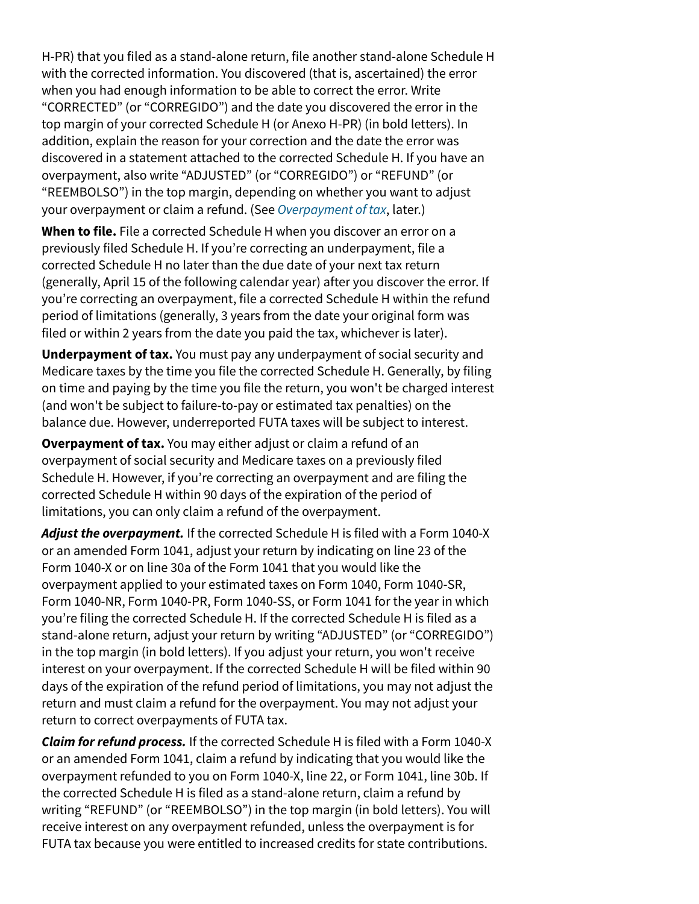H-PR) that you filed as a stand-alone return, file another stand-alone Schedule H with the corrected information. You discovered (that is, ascertained) the error when you had enough information to be able to correct the error. Write “CORRECTED” (or “CORREGIDO”) and the date you discovered the error in the top margin of your corrected Schedule H (or Anexo H-PR) (in bold letters). In addition, explain the reason for your correction and the date the error was discovered in a statement attached to the corrected Schedule H. If you have an overpayment, also write “ADJUSTED” (or “CORREGIDO”) or “REFUND” (or “REEMBOLSO”) in the top margin, depending on whether you want to adjust your overpayment or claim a refund. (See *Overpayment of tax*, later.)

**When to file.** File a corrected Schedule H when you discover an error on a previously filed Schedule H. If you’re correcting an underpayment, file a corrected Schedule H no later than the due date of your next tax return (generally, April 15 of the following calendar year) after you discover the error. If you’re correcting an overpayment, file a corrected Schedule H within the refund period of limitations (generally, 3 years from the date your original form was filed or within 2 years from the date you paid the tax, whichever is later).

**Underpayment of tax.** You must pay any underpayment of social security and Medicare taxes by the time you file the corrected Schedule H. Generally, by filing on time and paying by the time you file the return, you won't be charged interest (and won't be subject to failure-to-pay or estimated tax penalties) on the balance due. However, underreported FUTA taxes will be subject to interest.

**Overpayment of tax.** You may either adjust or claim a refund of an overpayment of social security and Medicare taxes on a previously filed Schedule H. However, if you’re correcting an overpayment and are filing the corrected Schedule H within 90 days of the expiration of the period of limitations, you can only claim a refund of the overpayment.

***Adjust the overpayment.*** If the corrected Schedule H is filed with a Form 1040-X or an amended Form 1041, adjust your return by indicating on line 23 of the Form 1040-X or on line 30a of the Form 1041 that you would like the overpayment applied to your estimated taxes on Form 1040, Form 1040-SR, Form 1040-NR, Form 1040-PR, Form 1040-SS, or Form 1041 for the year in which you’re filing the corrected Schedule H. If the corrected Schedule H is filed as a stand-alone return, adjust your return by writing “ADJUSTED” (or “CORREGIDO”) in the top margin (in bold letters). If you adjust your return, you won't receive interest on your overpayment. If the corrected Schedule H will be filed within 90 days of the expiration of the refund period of limitations, you may not adjust the return and must claim a refund for the overpayment. You may not adjust your return to correct overpayments of FUTA tax.

***Claim for refund process.*** If the corrected Schedule H is filed with a Form 1040-X or an amended Form 1041, claim a refund by indicating that you would like the overpayment refunded to you on Form 1040-X, line 22, or Form 1041, line 30b. If the corrected Schedule H is filed as a stand-alone return, claim a refund by writing “REFUND” (or “REEMBOLSO”) in the top margin (in bold letters). You will receive interest on any overpayment refunded, unless the overpayment is for FUTA tax because you were entitled to increased credits for state contributions.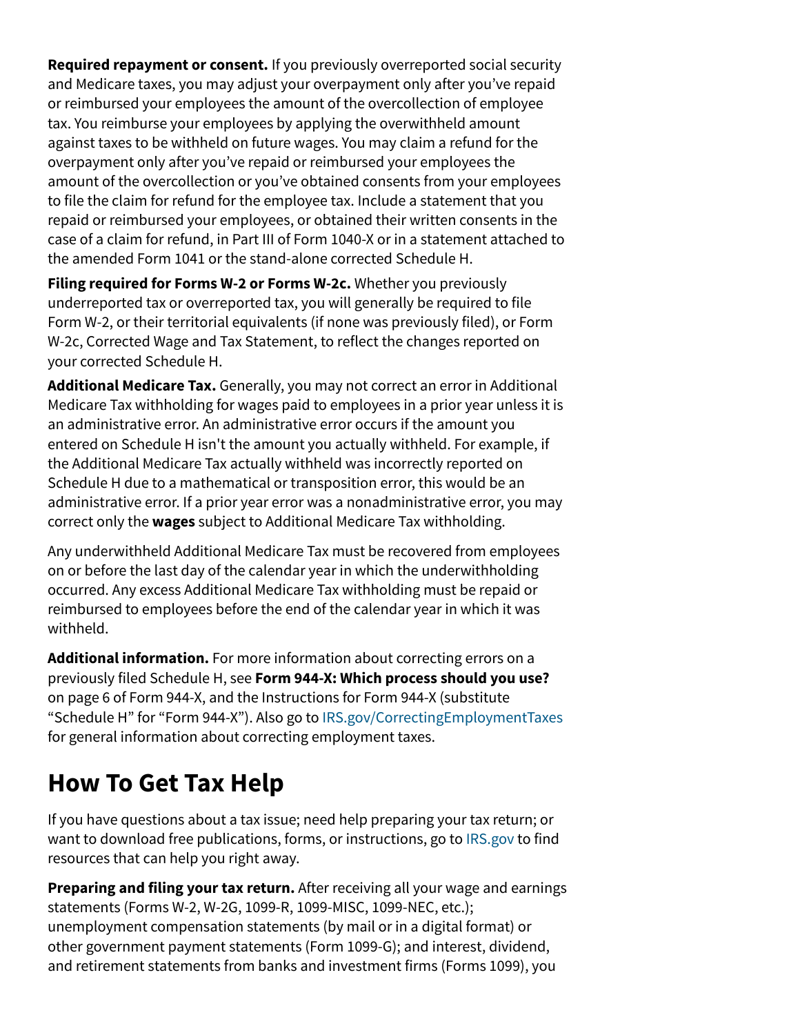**Required repayment or consent.** If you previously overreported social security and Medicare taxes, you may adjust your overpayment only after you've repaid or reimbursed your employees the amount of the overcollection of employee tax. You reimburse your employees by applying the overwithheld amount against taxes to be withheld on future wages. You may claim a refund for the overpayment only after you've repaid or reimbursed your employees the amount of the overcollection or you've obtained consents from your employees to file the claim for refund for the employee tax. Include a statement that you repaid or reimbursed your employees, or obtained their written consents in the case of a claim for refund, in Part III of Form 1040-X or in a statement attached to the amended Form 1041 or the stand-alone corrected Schedule H.

**Filing required for Forms W-2 or Forms W-2c.** Whether you previously underreported tax or overreported tax, you will generally be required to file Form W-2, or their territorial equivalents (if none was previously filed), or Form W-2c, Corrected Wage and Tax Statement, to reflect the changes reported on your corrected Schedule H.

**Additional Medicare Tax.** Generally, you may not correct an error in Additional Medicare Tax withholding for wages paid to employees in a prior year unless it is an administrative error. An administrative error occurs if the amount you entered on Schedule H isn't the amount you actually withheld. For example, if the Additional Medicare Tax actually withheld was incorrectly reported on Schedule H due to a mathematical or transposition error, this would be an administrative error. If a prior year error was a nonadministrative error, you may correct only the **wages** subject to Additional Medicare Tax withholding.

Any underwithheld Additional Medicare Tax must be recovered from employees on or before the last day of the calendar year in which the underwithholding occurred. Any excess Additional Medicare Tax withholding must be repaid or reimbursed to employees before the end of the calendar year in which it was withheld.

**Additional information.** For more information about correcting errors on a previously filed Schedule H, see **Form 944-X: Which process should you use?** on page 6 of Form 944-X, and the Instructions for Form 944-X (substitute "Schedule H" for "Form 944-X"). Also go to IRS.gov/CorrectingEmploymentTaxes for general information about correcting employment taxes.

## How To Get Tax Help

If you have questions about a tax issue; need help preparing your tax return; or want to download free publications, forms, or instructions, go to IRS.gov to find resources that can help you right away.

**Preparing and filing your tax return.** After receiving all your wage and earnings statements (Forms W-2, W-2G, 1099-R, 1099-MISC, 1099-NEC, etc.); unemployment compensation statements (by mail or in a digital format) or other government payment statements (Form 1099-G); and interest, dividend, and retirement statements from banks and investment firms (Forms 1099), you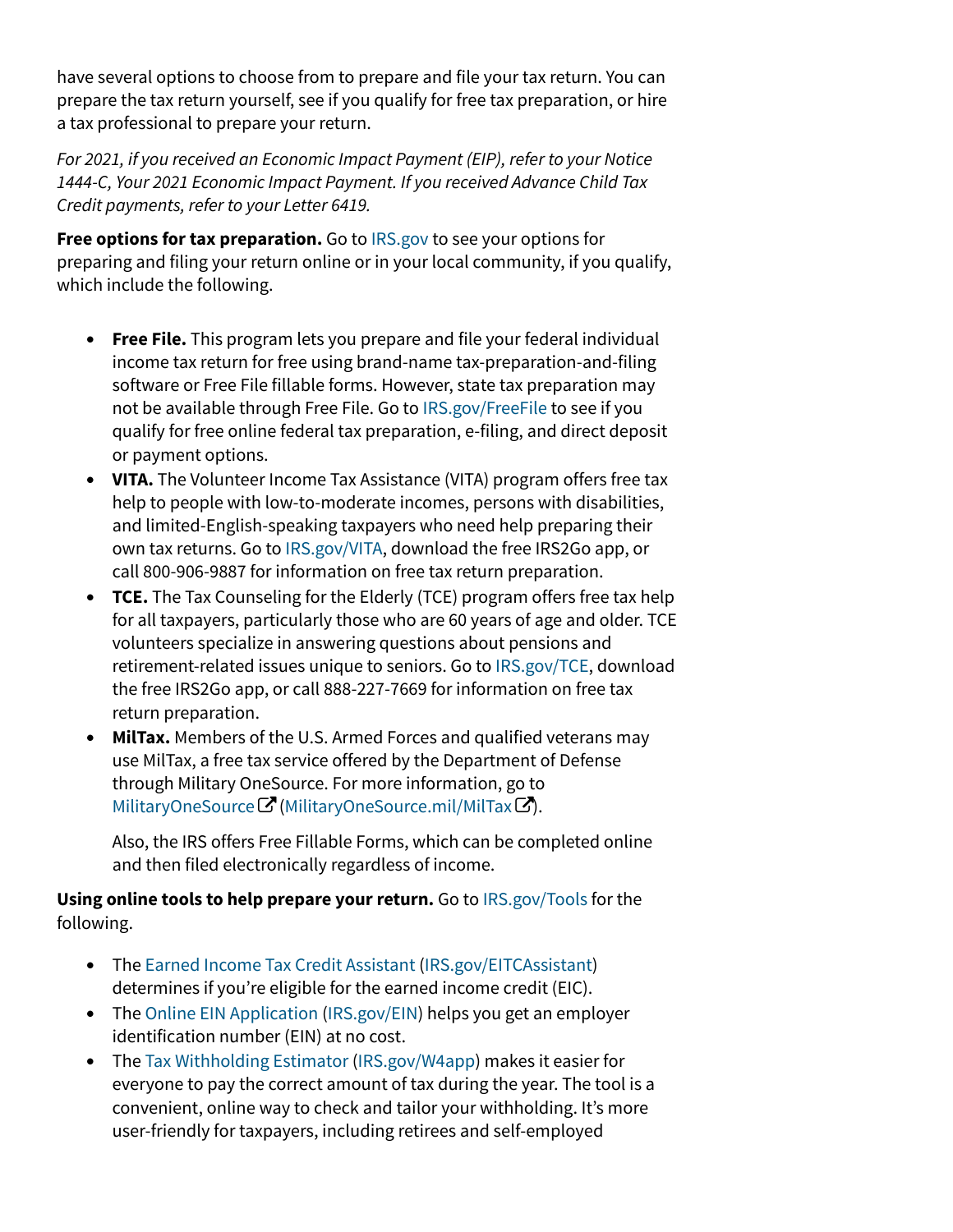have several options to choose from to prepare and file your tax return. You can prepare the tax return yourself, see if you qualify for free tax preparation, or hire a tax professional to prepare your return.

*For 2021, if you received an Economic Impact Payment (EIP), refer to your Notice 1444-C, Your 2021 Economic Impact Payment. If you received Advance Child Tax Credit payments, refer to your Letter 6419.*

**Free options for tax preparation.** Go to IRS.gov to see your options for preparing and filing your return online or in your local community, if you qualify, which include the following.

- **Free File.** This program lets you prepare and file your federal individual income tax return for free using brand-name tax-preparation-and-filing software or Free File fillable forms. However, state tax preparation may not be available through Free File. Go to IRS.gov/FreeFile to see if you qualify for free online federal tax preparation, e-filing, and direct deposit or payment options.
- **VITA.** The Volunteer Income Tax Assistance (VITA) program offers free tax help to people with low-to-moderate incomes, persons with disabilities, and limited-English-speaking taxpayers who need help preparing their own tax returns. Go to IRS.gov/VITA, download the free IRS2Go app, or call 800-906-9887 for information on free tax return preparation.
- **TCE.** The Tax Counseling for the Elderly (TCE) program offers free tax help for all taxpayers, particularly those who are 60 years of age and older. TCE volunteers specialize in answering questions about pensions and retirement-related issues unique to seniors. Go to IRS.gov/TCE, download the free IRS2Go app, or call 888-227-7669 for information on free tax return preparation.
- **MilTax.** Members of the U.S. Armed Forces and qualified veterans may use MilTax, a free tax service offered by the Department of Defense through Military OneSource. For more information, go to MilitaryOneSource (MilitaryOneSource.mil/MilTax).

  Also, the IRS offers Free Fillable Forms, which can be completed online and then filed electronically regardless of income.

**Using online tools to help prepare your return.** Go to IRS.gov/Tools for the following.

- The Earned Income Tax Credit Assistant (IRS.gov/EITCAssistant) determines if you're eligible for the earned income credit (EIC).
- The Online EIN Application (IRS.gov/EIN) helps you get an employer identification number (EIN) at no cost.
- The Tax Withholding Estimator (IRS.gov/W4app) makes it easier for everyone to pay the correct amount of tax during the year. The tool is a convenient, online way to check and tailor your withholding. It's more user-friendly for taxpayers, including retirees and self-employed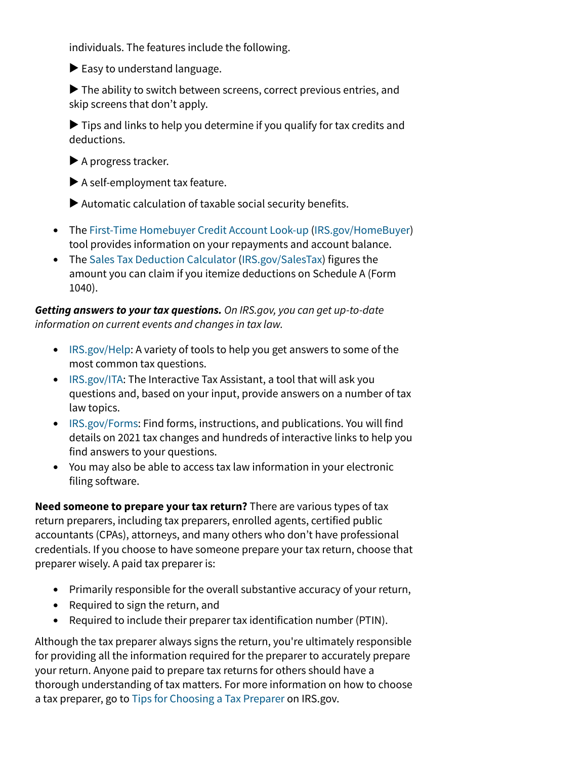individuals. The features include the following.

▶ Easy to understand language.

▶ The ability to switch between screens, correct previous entries, and skip screens that don't apply.

▶ Tips and links to help you determine if you qualify for tax credits and deductions.

▶ A progress tracker.

▶ A self-employment tax feature.

▶ Automatic calculation of taxable social security benefits.

- The First-Time Homebuyer Credit Account Look-up (IRS.gov/HomeBuyer) tool provides information on your repayments and account balance.
- The Sales Tax Deduction Calculator (IRS.gov/SalesTax) figures the amount you can claim if you itemize deductions on Schedule A (Form 1040).

***Getting answers to your tax questions.*** *On IRS.gov, you can get up-to-date information on current events and changes in tax law.*

- IRS.gov/Help: A variety of tools to help you get answers to some of the most common tax questions.
- IRS.gov/ITA: The Interactive Tax Assistant, a tool that will ask you questions and, based on your input, provide answers on a number of tax law topics.
- IRS.gov/Forms: Find forms, instructions, and publications. You will find details on 2021 tax changes and hundreds of interactive links to help you find answers to your questions.
- You may also be able to access tax law information in your electronic filing software.

**Need someone to prepare your tax return?** There are various types of tax return preparers, including tax preparers, enrolled agents, certified public accountants (CPAs), attorneys, and many others who don't have professional credentials. If you choose to have someone prepare your tax return, choose that preparer wisely. A paid tax preparer is:

- Primarily responsible for the overall substantive accuracy of your return,
- Required to sign the return, and
- Required to include their preparer tax identification number (PTIN).

Although the tax preparer always signs the return, you're ultimately responsible for providing all the information required for the preparer to accurately prepare your return. Anyone paid to prepare tax returns for others should have a thorough understanding of tax matters. For more information on how to choose a tax preparer, go to Tips for Choosing a Tax Preparer on IRS.gov.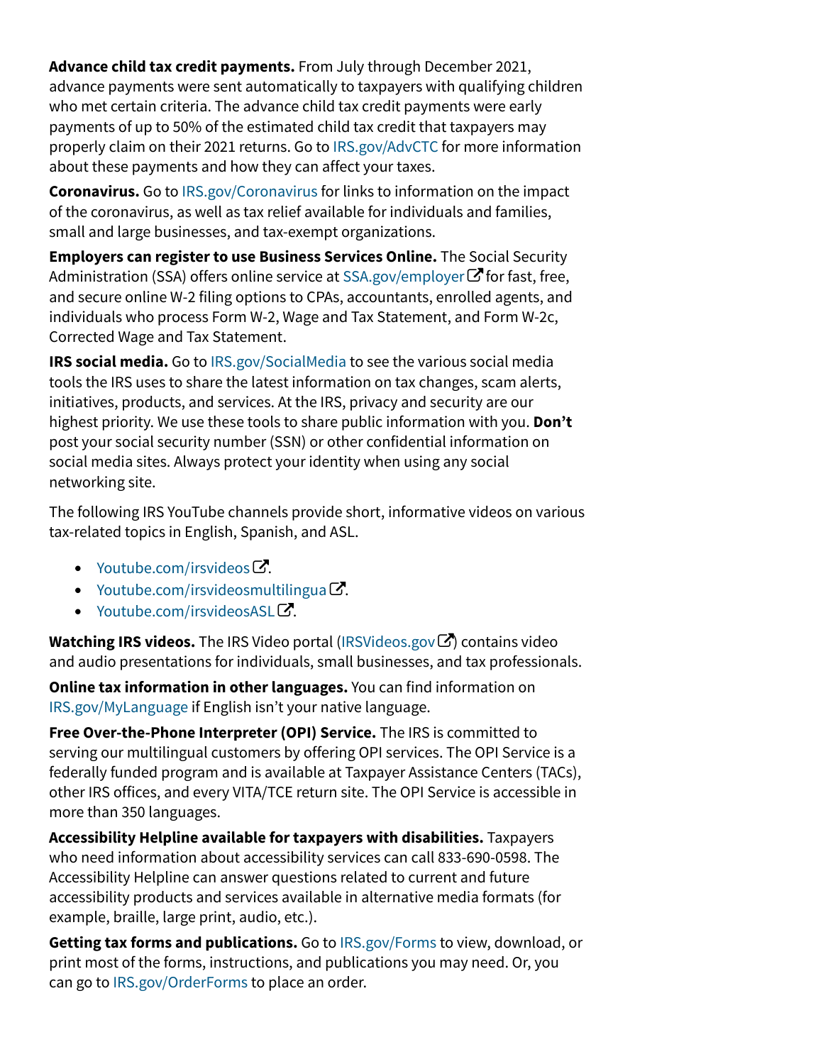**Advance child tax credit payments.** From July through December 2021, advance payments were sent automatically to taxpayers with qualifying children who met certain criteria. The advance child tax credit payments were early payments of up to 50% of the estimated child tax credit that taxpayers may properly claim on their 2021 returns. Go to IRS.gov/AdvCTC for more information about these payments and how they can affect your taxes.

**Coronavirus.** Go to IRS.gov/Coronavirus for links to information on the impact of the coronavirus, as well as tax relief available for individuals and families, small and large businesses, and tax-exempt organizations.

**Employers can register to use Business Services Online.** The Social Security Administration (SSA) offers online service at SSA.gov/employer for fast, free, and secure online W-2 filing options to CPAs, accountants, enrolled agents, and individuals who process Form W-2, Wage and Tax Statement, and Form W-2c, Corrected Wage and Tax Statement.

**IRS social media.** Go to IRS.gov/SocialMedia to see the various social media tools the IRS uses to share the latest information on tax changes, scam alerts, initiatives, products, and services. At the IRS, privacy and security are our highest priority. We use these tools to share public information with you. **Don't** post your social security number (SSN) or other confidential information on social media sites. Always protect your identity when using any social networking site.

The following IRS YouTube channels provide short, informative videos on various tax-related topics in English, Spanish, and ASL.

- Youtube.com/irsvideos.
- Youtube.com/irsvideosmultilingua.
- Youtube.com/irsvideosASL.

**Watching IRS videos.** The IRS Video portal (IRSVideos.gov) contains video and audio presentations for individuals, small businesses, and tax professionals.

**Online tax information in other languages.** You can find information on IRS.gov/MyLanguage if English isn't your native language.

**Free Over-the-Phone Interpreter (OPI) Service.** The IRS is committed to serving our multilingual customers by offering OPI services. The OPI Service is a federally funded program and is available at Taxpayer Assistance Centers (TACs), other IRS offices, and every VITA/TCE return site. The OPI Service is accessible in more than 350 languages.

**Accessibility Helpline available for taxpayers with disabilities.** Taxpayers who need information about accessibility services can call 833-690-0598. The Accessibility Helpline can answer questions related to current and future accessibility products and services available in alternative media formats (for example, braille, large print, audio, etc.).

**Getting tax forms and publications.** Go to IRS.gov/Forms to view, download, or print most of the forms, instructions, and publications you may need. Or, you can go to IRS.gov/OrderForms to place an order.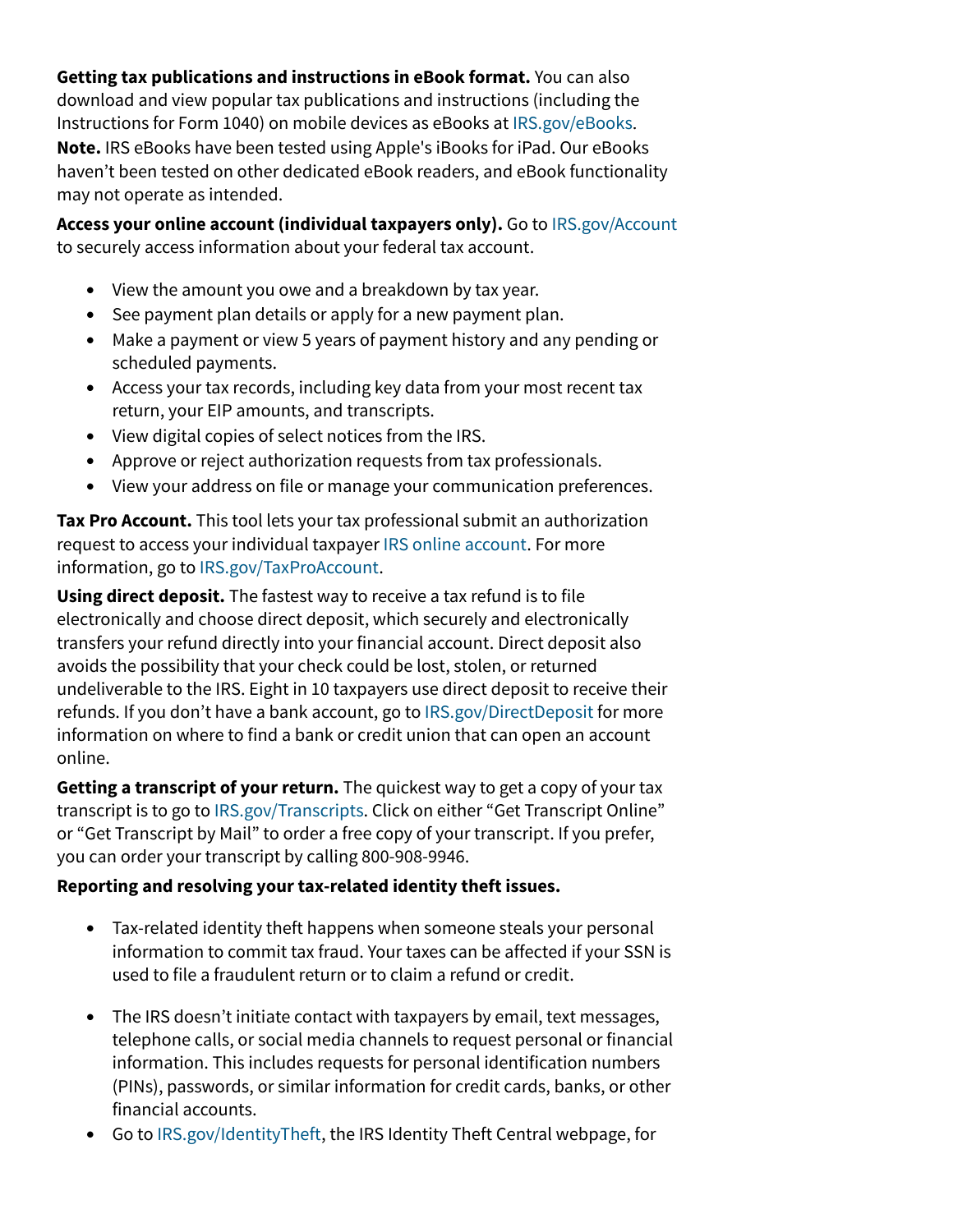**Getting tax publications and instructions in eBook format.** You can also download and view popular tax publications and instructions (including the Instructions for Form 1040) on mobile devices as eBooks at IRS.gov/eBooks.

**Note.** IRS eBooks have been tested using Apple's iBooks for iPad. Our eBooks haven't been tested on other dedicated eBook readers, and eBook functionality may not operate as intended.

**Access your online account (individual taxpayers only).** Go to IRS.gov/Account to securely access information about your federal tax account.

- View the amount you owe and a breakdown by tax year.
- See payment plan details or apply for a new payment plan.
- Make a payment or view 5 years of payment history and any pending or scheduled payments.
- Access your tax records, including key data from your most recent tax return, your EIP amounts, and transcripts.
- View digital copies of select notices from the IRS.
- Approve or reject authorization requests from tax professionals.
- View your address on file or manage your communication preferences.

**Tax Pro Account.** This tool lets your tax professional submit an authorization request to access your individual taxpayer IRS online account. For more information, go to IRS.gov/TaxProAccount.

**Using direct deposit.** The fastest way to receive a tax refund is to file electronically and choose direct deposit, which securely and electronically transfers your refund directly into your financial account. Direct deposit also avoids the possibility that your check could be lost, stolen, or returned undeliverable to the IRS. Eight in 10 taxpayers use direct deposit to receive their refunds. If you don't have a bank account, go to IRS.gov/DirectDeposit for more information on where to find a bank or credit union that can open an account online.

**Getting a transcript of your return.** The quickest way to get a copy of your tax transcript is to go to IRS.gov/Transcripts. Click on either "Get Transcript Online" or "Get Transcript by Mail" to order a free copy of your transcript. If you prefer, you can order your transcript by calling 800-908-9946.

**Reporting and resolving your tax-related identity theft issues.**

- Tax-related identity theft happens when someone steals your personal information to commit tax fraud. Your taxes can be affected if your SSN is used to file a fraudulent return or to claim a refund or credit.
- The IRS doesn't initiate contact with taxpayers by email, text messages, telephone calls, or social media channels to request personal or financial information. This includes requests for personal identification numbers (PINs), passwords, or similar information for credit cards, banks, or other financial accounts.
- Go to IRS.gov/IdentityTheft, the IRS Identity Theft Central webpage, for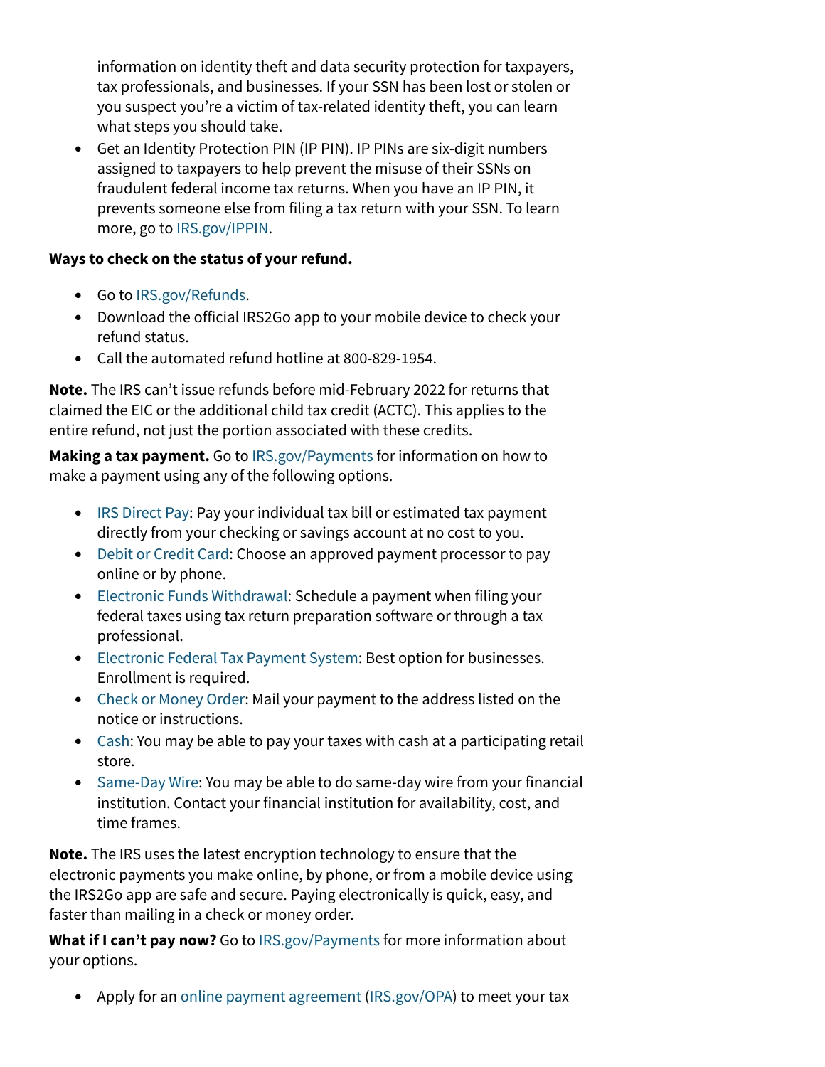information on identity theft and data security protection for taxpayers, tax professionals, and businesses. If your SSN has been lost or stolen or you suspect you're a victim of tax-related identity theft, you can learn what steps you should take.

- Get an Identity Protection PIN (IP PIN). IP PINs are six-digit numbers assigned to taxpayers to help prevent the misuse of their SSNs on fraudulent federal income tax returns. When you have an IP PIN, it prevents someone else from filing a tax return with your SSN. To learn more, go to IRS.gov/IPPIN.

**Ways to check on the status of your refund.**

- Go to IRS.gov/Refunds.
- Download the official IRS2Go app to your mobile device to check your refund status.
- Call the automated refund hotline at 800-829-1954.

**Note.** The IRS can't issue refunds before mid-February 2022 for returns that claimed the EIC or the additional child tax credit (ACTC). This applies to the entire refund, not just the portion associated with these credits.

**Making a tax payment.** Go to IRS.gov/Payments for information on how to make a payment using any of the following options.

- IRS Direct Pay: Pay your individual tax bill or estimated tax payment directly from your checking or savings account at no cost to you.
- Debit or Credit Card: Choose an approved payment processor to pay online or by phone.
- Electronic Funds Withdrawal: Schedule a payment when filing your federal taxes using tax return preparation software or through a tax professional.
- Electronic Federal Tax Payment System: Best option for businesses. Enrollment is required.
- Check or Money Order: Mail your payment to the address listed on the notice or instructions.
- Cash: You may be able to pay your taxes with cash at a participating retail store.
- Same-Day Wire: You may be able to do same-day wire from your financial institution. Contact your financial institution for availability, cost, and time frames.

**Note.** The IRS uses the latest encryption technology to ensure that the electronic payments you make online, by phone, or from a mobile device using the IRS2Go app are safe and secure. Paying electronically is quick, easy, and faster than mailing in a check or money order.

**What if I can't pay now?** Go to IRS.gov/Payments for more information about your options.

- Apply for an online payment agreement (IRS.gov/OPA) to meet your tax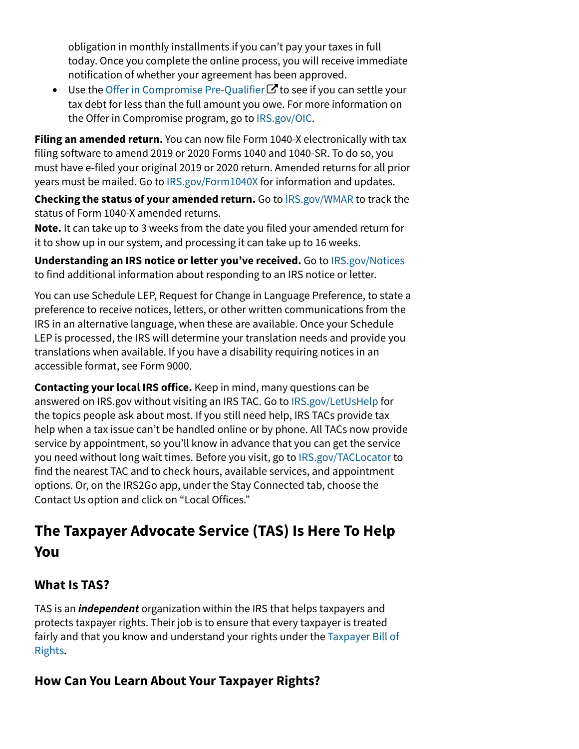obligation in monthly installments if you can't pay your taxes in full today. Once you complete the online process, you will receive immediate notification of whether your agreement has been approved.

- Use the Offer in Compromise Pre-Qualifier to see if you can settle your tax debt for less than the full amount you owe. For more information on the Offer in Compromise program, go to IRS.gov/OIC.

**Filing an amended return.** You can now file Form 1040-X electronically with tax filing software to amend 2019 or 2020 Forms 1040 and 1040-SR. To do so, you must have e-filed your original 2019 or 2020 return. Amended returns for all prior years must be mailed. Go to IRS.gov/Form1040X for information and updates.

**Checking the status of your amended return.** Go to IRS.gov/WMAR to track the status of Form 1040-X amended returns.

**Note.** It can take up to 3 weeks from the date you filed your amended return for it to show up in our system, and processing it can take up to 16 weeks.

**Understanding an IRS notice or letter you've received.** Go to IRS.gov/Notices to find additional information about responding to an IRS notice or letter.

You can use Schedule LEP, Request for Change in Language Preference, to state a preference to receive notices, letters, or other written communications from the IRS in an alternative language, when these are available. Once your Schedule LEP is processed, the IRS will determine your translation needs and provide you translations when available. If you have a disability requiring notices in an accessible format, see Form 9000.

**Contacting your local IRS office.** Keep in mind, many questions can be answered on IRS.gov without visiting an IRS TAC. Go to IRS.gov/LetUsHelp for the topics people ask about most. If you still need help, IRS TACs provide tax help when a tax issue can't be handled online or by phone. All TACs now provide service by appointment, so you'll know in advance that you can get the service you need without long wait times. Before you visit, go to IRS.gov/TACLocator to find the nearest TAC and to check hours, available services, and appointment options. Or, on the IRS2Go app, under the Stay Connected tab, choose the Contact Us option and click on "Local Offices."

## The Taxpayer Advocate Service (TAS) Is Here To Help You

### What Is TAS?

TAS is an ***independent*** organization within the IRS that helps taxpayers and protects taxpayer rights. Their job is to ensure that every taxpayer is treated fairly and that you know and understand your rights under the Taxpayer Bill of Rights.

### How Can You Learn About Your Taxpayer Rights?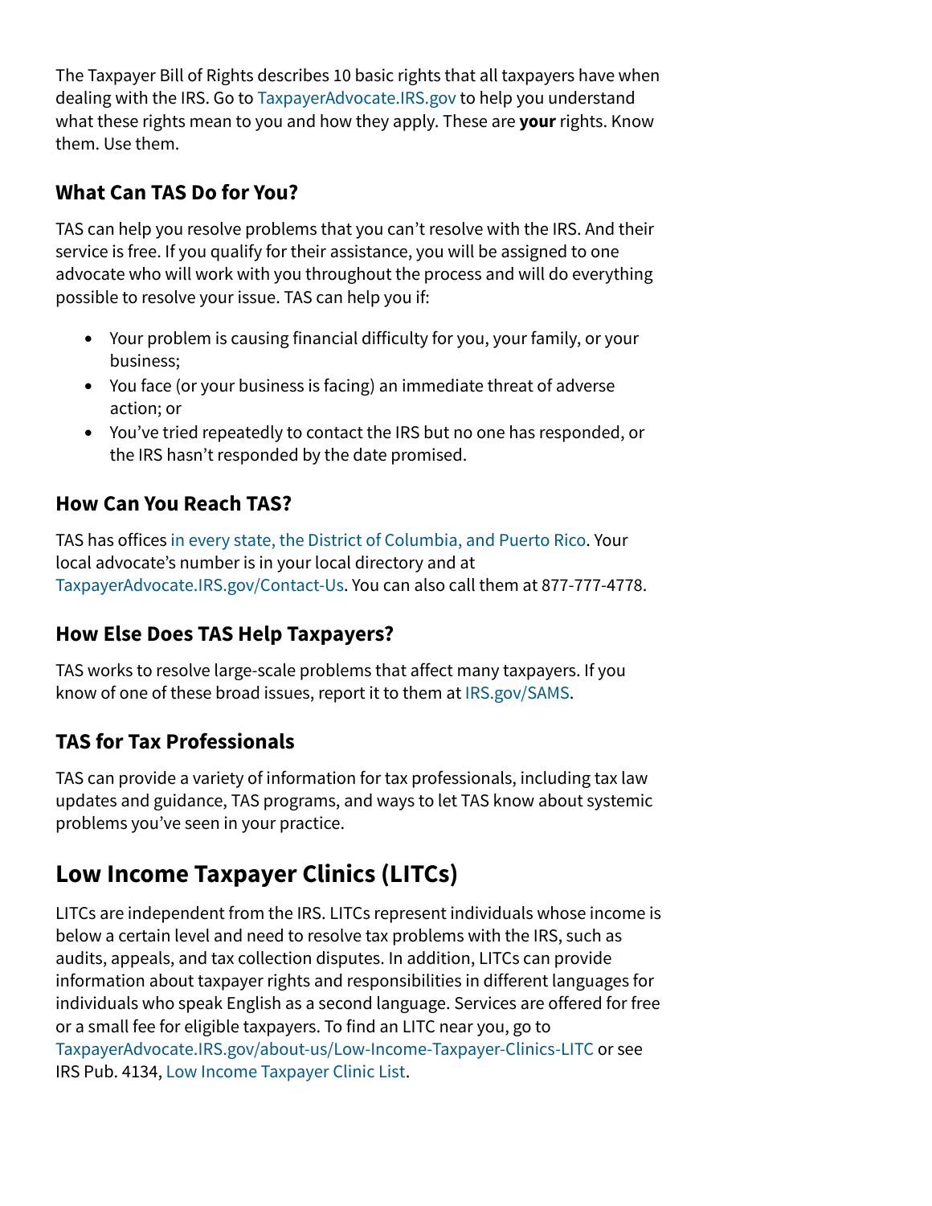The Taxpayer Bill of Rights describes 10 basic rights that all taxpayers have when dealing with the IRS. Go to TaxpayerAdvocate.IRS.gov to help you understand what these rights mean to you and how they apply. These are **your** rights. Know them. Use them.

### What Can TAS Do for You?

TAS can help you resolve problems that you can't resolve with the IRS. And their service is free. If you qualify for their assistance, you will be assigned to one advocate who will work with you throughout the process and will do everything possible to resolve your issue. TAS can help you if:

- Your problem is causing financial difficulty for you, your family, or your business;
- You face (or your business is facing) an immediate threat of adverse action; or
- You've tried repeatedly to contact the IRS but no one has responded, or the IRS hasn't responded by the date promised.

### How Can You Reach TAS?

TAS has offices in every state, the District of Columbia, and Puerto Rico. Your local advocate's number is in your local directory and at TaxpayerAdvocate.IRS.gov/Contact-Us. You can also call them at 877-777-4778.

### How Else Does TAS Help Taxpayers?

TAS works to resolve large-scale problems that affect many taxpayers. If you know of one of these broad issues, report it to them at IRS.gov/SAMS.

### TAS for Tax Professionals

TAS can provide a variety of information for tax professionals, including tax law updates and guidance, TAS programs, and ways to let TAS know about systemic problems you've seen in your practice.

## Low Income Taxpayer Clinics (LITCs)

LITCs are independent from the IRS. LITCs represent individuals whose income is below a certain level and need to resolve tax problems with the IRS, such as audits, appeals, and tax collection disputes. In addition, LITCs can provide information about taxpayer rights and responsibilities in different languages for individuals who speak English as a second language. Services are offered for free or a small fee for eligible taxpayers. To find an LITC near you, go to TaxpayerAdvocate.IRS.gov/about-us/Low-Income-Taxpayer-Clinics-LITC or see IRS Pub. 4134, Low Income Taxpayer Clinic List.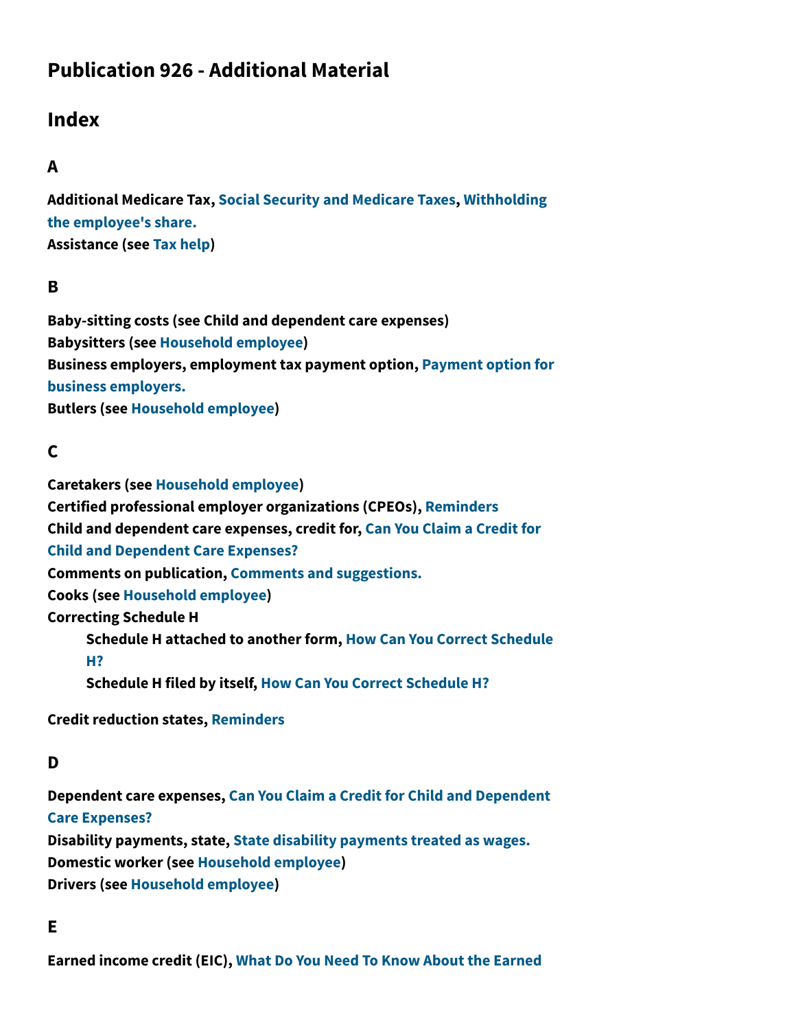# Publication 926 - Additional Material

## Index

### A

**Additional Medicare Tax,** Social Security and Medicare Taxes, Withholding the employee's share.
**Assistance (see** Tax help**)**

### B

**Baby-sitting costs (see Child and dependent care expenses)**
**Babysitters (see** Household employee**)**
**Business employers, employment tax payment option,** Payment option for business employers.
**Butlers (see** Household employee**)**

### C

**Caretakers (see** Household employee**)**
**Certified professional employer organizations (CPEOs),** Reminders
**Child and dependent care expenses, credit for,** Can You Claim a Credit for Child and Dependent Care Expenses?
**Comments on publication,** Comments and suggestions.
**Cooks (see** Household employee**)**
**Correcting Schedule H**
- **Schedule H attached to another form,** How Can You Correct Schedule H?
- **Schedule H filed by itself,** How Can You Correct Schedule H?

**Credit reduction states,** Reminders

### D

**Dependent care expenses,** Can You Claim a Credit for Child and Dependent Care Expenses?
**Disability payments, state,** State disability payments treated as wages.
**Domestic worker (see** Household employee**)**
**Drivers (see** Household employee**)**

### E

**Earned income credit (EIC),** What Do You Need To Know About the Earned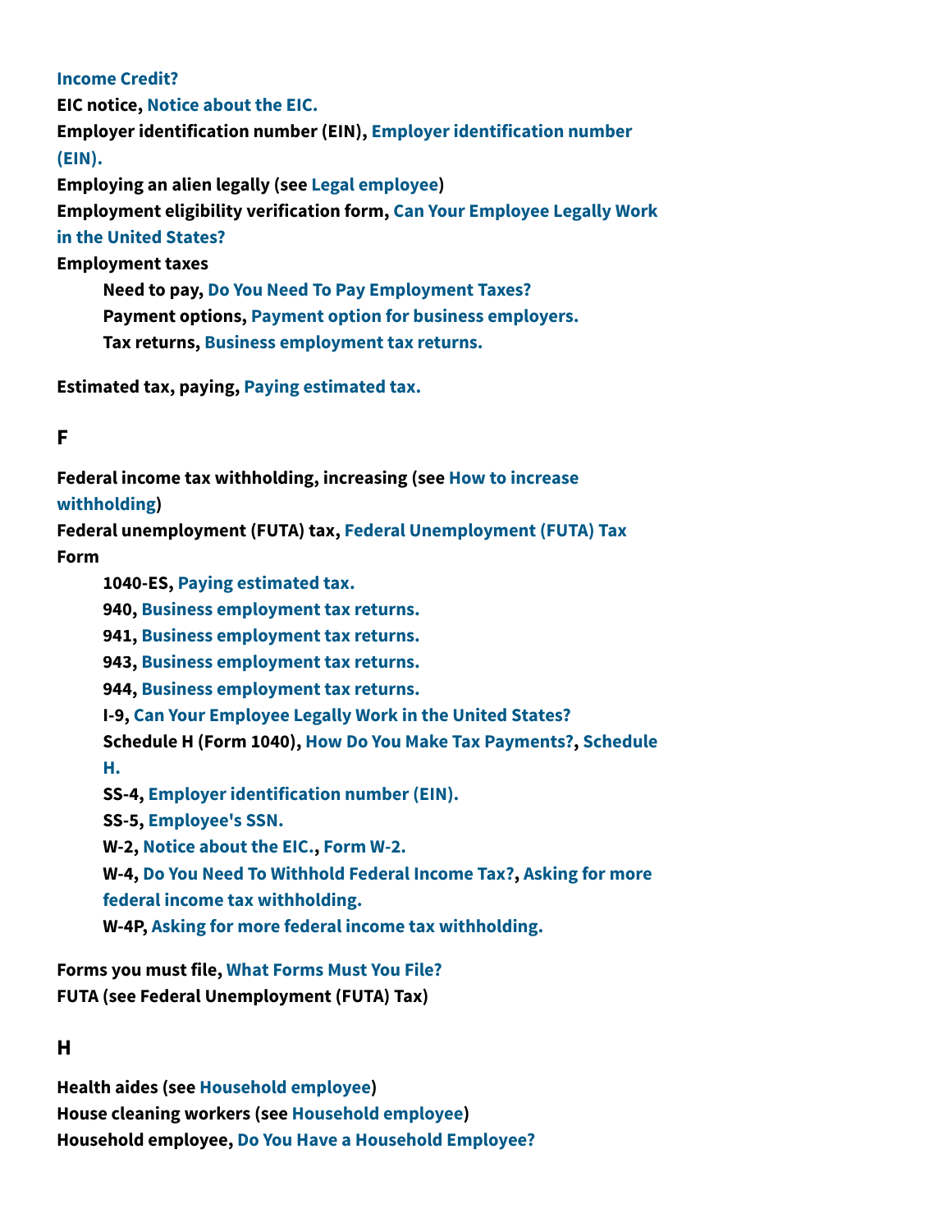Income Credit?

**EIC notice,** Notice about the EIC.

**Employer identification number (EIN),** Employer identification number (EIN).

**Employing an alien legally (see** Legal employee**)**

**Employment eligibility verification form,** Can Your Employee Legally Work in the United States?

**Employment taxes**

- **Need to pay,** Do You Need To Pay Employment Taxes?
- **Payment options,** Payment option for business employers.
- **Tax returns,** Business employment tax returns.

**Estimated tax, paying,** Paying estimated tax.

## F

**Federal income tax withholding, increasing (see** How to increase withholding**)**

**Federal unemployment (FUTA) tax,** Federal Unemployment (FUTA) Tax

**Form**

- **1040-ES,** Paying estimated tax.
- **940,** Business employment tax returns.
- **941,** Business employment tax returns.
- **943,** Business employment tax returns.
- **944,** Business employment tax returns.
- **I-9,** Can Your Employee Legally Work in the United States?
- **Schedule H (Form 1040),** How Do You Make Tax Payments?, Schedule H.
- **SS-4,** Employer identification number (EIN).
- **SS-5,** Employee's SSN.
- **W-2,** Notice about the EIC., Form W-2.
- **W-4,** Do You Need To Withhold Federal Income Tax?, Asking for more federal income tax withholding.
- **W-4P,** Asking for more federal income tax withholding.

**Forms you must file,** What Forms Must You File?

**FUTA (see Federal Unemployment (FUTA) Tax)**

## H

**Health aides (see** Household employee**)**

**House cleaning workers (see** Household employee**)**

**Household employee,** Do You Have a Household Employee?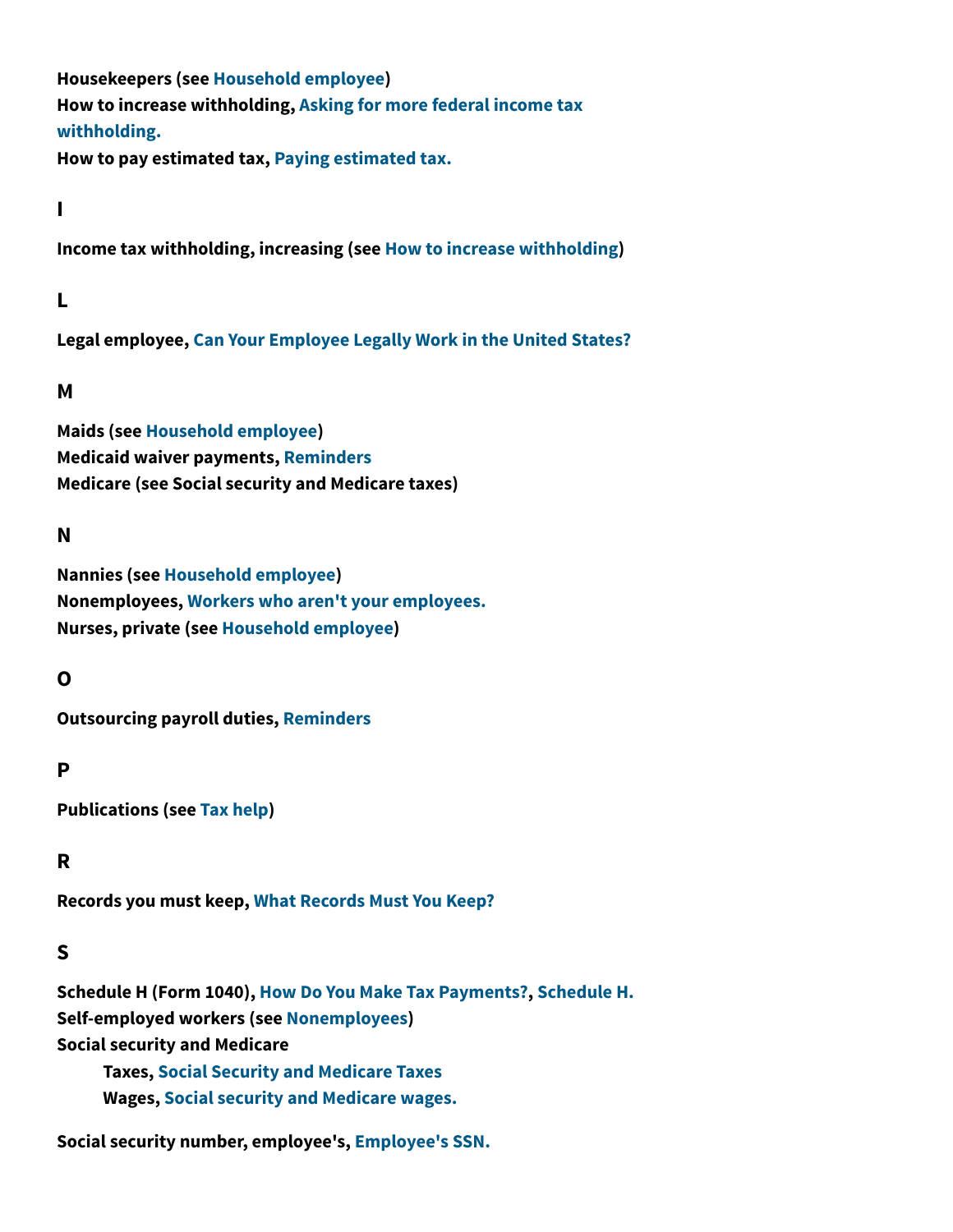**Housekeepers (see Household employee)**
**How to increase withholding, Asking for more federal income tax withholding.**
**How to pay estimated tax, Paying estimated tax.**

### I

**Income tax withholding, increasing (see How to increase withholding)**

### L

**Legal employee, Can Your Employee Legally Work in the United States?**

### M

**Maids (see Household employee)**
**Medicaid waiver payments, Reminders**
**Medicare (see Social security and Medicare taxes)**

### N

**Nannies (see Household employee)**
**Nonemployees, Workers who aren't your employees.**
**Nurses, private (see Household employee)**

### O

**Outsourcing payroll duties, Reminders**

### P

**Publications (see Tax help)**

### R

**Records you must keep, What Records Must You Keep?**

### S

**Schedule H (Form 1040), How Do You Make Tax Payments?, Schedule H.**
**Self-employed workers (see Nonemployees)**
**Social security and Medicare**
- **Taxes, Social Security and Medicare Taxes**
- **Wages, Social security and Medicare wages.**

**Social security number, employee's, Employee's SSN.**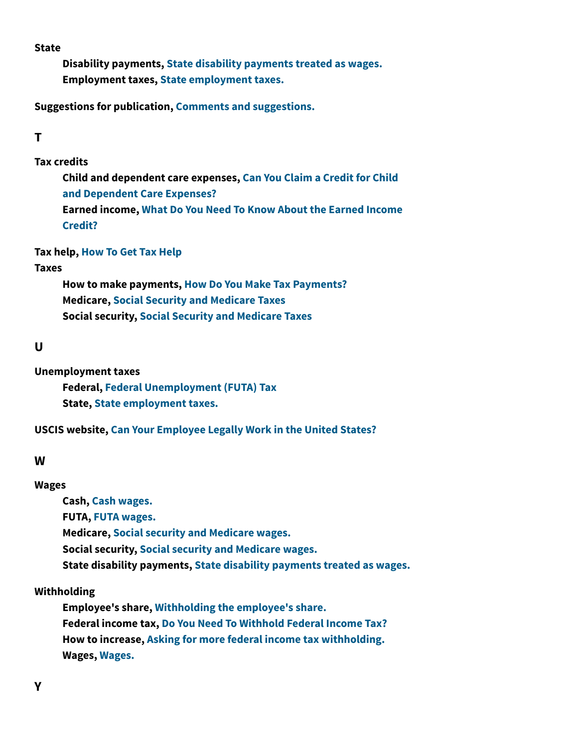**State**

- **Disability payments,** State disability payments treated as wages.
- **Employment taxes,** State employment taxes.

**Suggestions for publication,** Comments and suggestions.

## T

**Tax credits**

- **Child and dependent care expenses,** Can You Claim a Credit for Child and Dependent Care Expenses?
- **Earned income,** What Do You Need To Know About the Earned Income Credit?

**Tax help,** How To Get Tax Help

**Taxes**

- **How to make payments,** How Do You Make Tax Payments?
- **Medicare,** Social Security and Medicare Taxes
- **Social security,** Social Security and Medicare Taxes

## U

**Unemployment taxes**

- **Federal,** Federal Unemployment (FUTA) Tax
- **State,** State employment taxes.

**USCIS website,** Can Your Employee Legally Work in the United States?

## W

**Wages**

- **Cash,** Cash wages.
- **FUTA,** FUTA wages.
- **Medicare,** Social security and Medicare wages.
- **Social security,** Social security and Medicare wages.
- **State disability payments,** State disability payments treated as wages.

**Withholding**

- **Employee's share,** Withholding the employee's share.
- **Federal income tax,** Do You Need To Withhold Federal Income Tax?
- **How to increase,** Asking for more federal income tax withholding.
- **Wages,** Wages.

## Y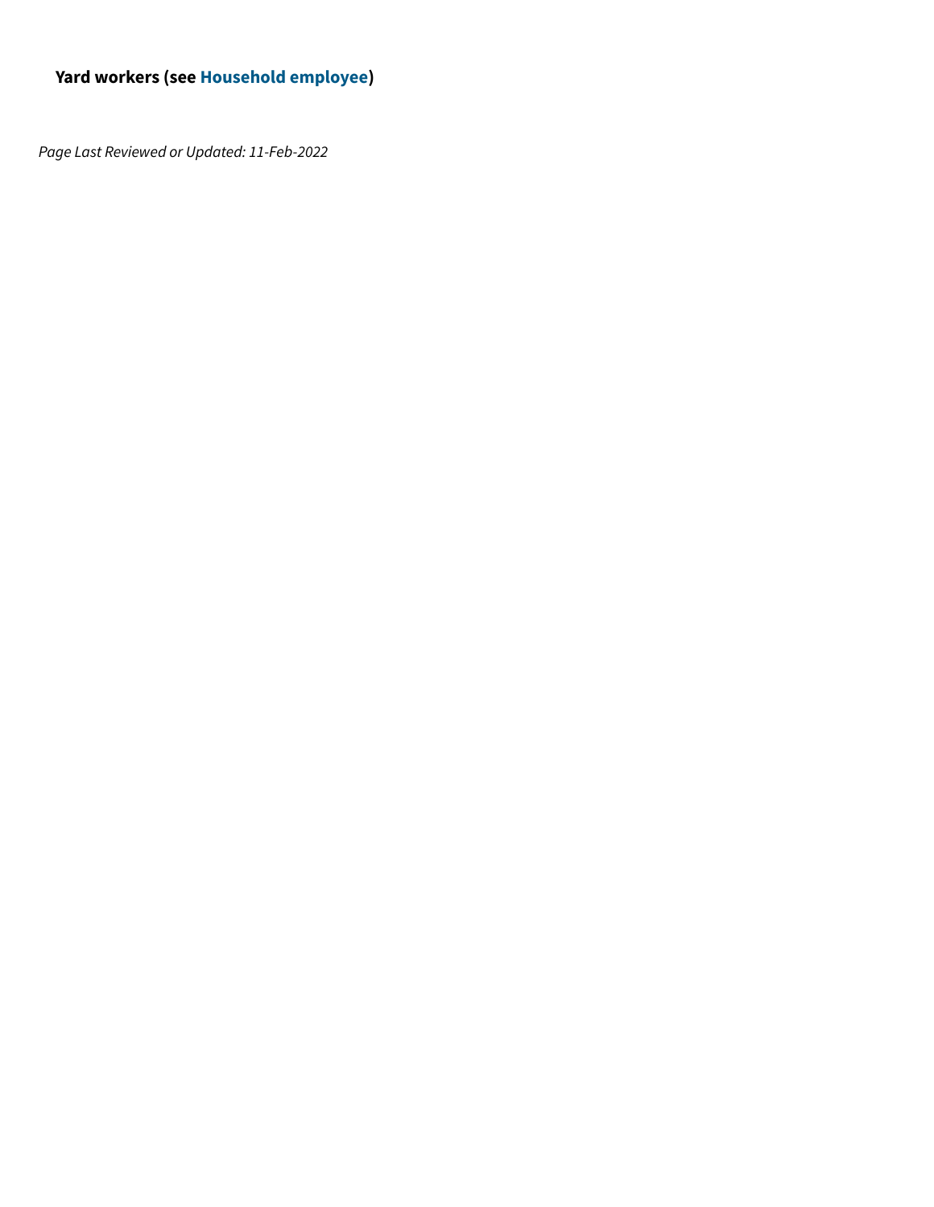**Yard workers (see Household employee)**

*Page Last Reviewed or Updated: 11-Feb-2022*